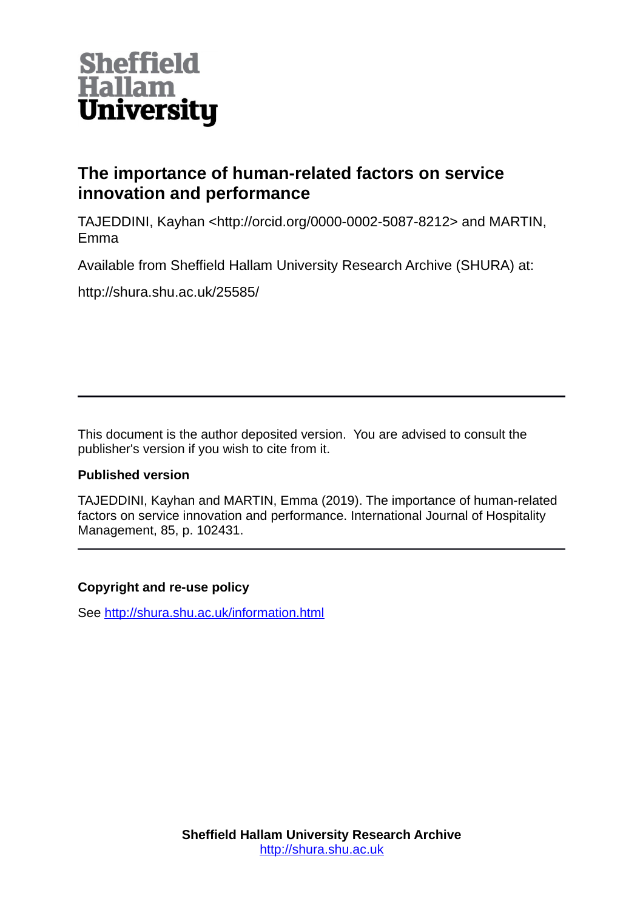Sheffield Hallam University

# The importance of human-related factors on service innovation and performance

TAJEDDINI, Kayhan <http://orcid.org/0000-0002-5087-8212> and MARTIN, Emma

Available from Sheffield Hallam University Research Archive (SHURA) at:

http://shura.shu.ac.uk/25585/

---

This document is the author deposited version. You are advised to consult the publisher's version if you wish to cite from it.

### Published version

TAJEDDINI, Kayhan and MARTIN, Emma (2019). The importance of human-related factors on service innovation and performance. International Journal of Hospitality Management, 85, p. 102431.

---

### Copyright and re-use policy

See http://shura.shu.ac.uk/information.html

**Sheffield Hallam University Research Archive**
http://shura.shu.ac.uk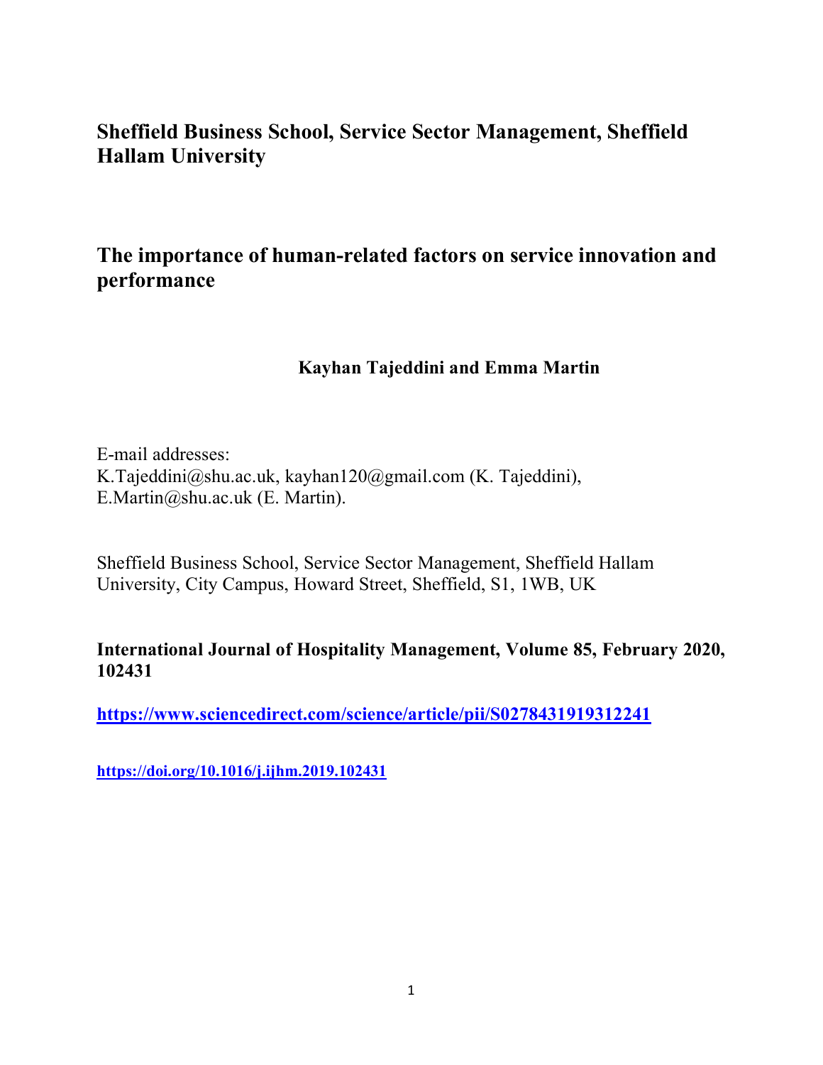# Sheffield Business School, Service Sector Management, Sheffield Hallam University

# The importance of human-related factors on service innovation and performance

**Kayhan Tajeddini and Emma Martin**

E-mail addresses:
K.Tajeddini@shu.ac.uk, kayhan120@gmail.com (K. Tajeddini),
E.Martin@shu.ac.uk (E. Martin).

Sheffield Business School, Service Sector Management, Sheffield Hallam University, City Campus, Howard Street, Sheffield, S1, 1WB, UK

**International Journal of Hospitality Management, Volume 85, February 2020, 102431**

**https://www.sciencedirect.com/science/article/pii/S0278431919312241**

**https://doi.org/10.1016/j.ijhm.2019.102431**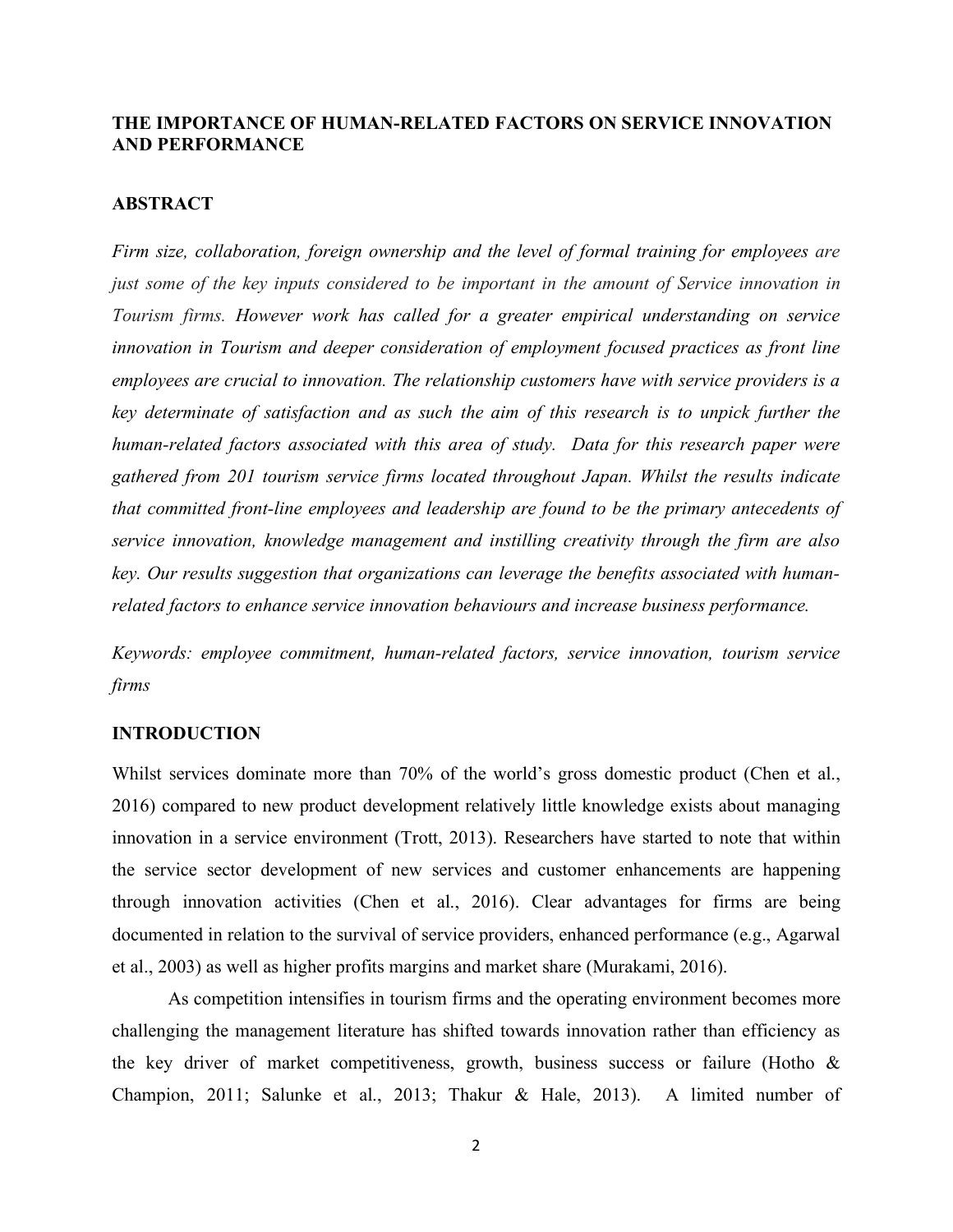## THE IMPORTANCE OF HUMAN-RELATED FACTORS ON SERVICE INNOVATION AND PERFORMANCE

### ABSTRACT

*Firm size, collaboration, foreign ownership and the level of formal training for employees are just some of the key inputs considered to be important in the amount of Service innovation in Tourism firms. However work has called for a greater empirical understanding on service innovation in Tourism and deeper consideration of employment focused practices as front line employees are crucial to innovation. The relationship customers have with service providers is a key determinate of satisfaction and as such the aim of this research is to unpick further the human-related factors associated with this area of study. Data for this research paper were gathered from 201 tourism service firms located throughout Japan. Whilst the results indicate that committed front-line employees and leadership are found to be the primary antecedents of service innovation, knowledge management and instilling creativity through the firm are also key. Our results suggestion that organizations can leverage the benefits associated with human-related factors to enhance service innovation behaviours and increase business performance.*

*Keywords: employee commitment, human-related factors, service innovation, tourism service firms*

### INTRODUCTION

Whilst services dominate more than 70% of the world's gross domestic product (Chen et al., 2016) compared to new product development relatively little knowledge exists about managing innovation in a service environment (Trott, 2013). Researchers have started to note that within the service sector development of new services and customer enhancements are happening through innovation activities (Chen et al., 2016). Clear advantages for firms are being documented in relation to the survival of service providers, enhanced performance (e.g., Agarwal et al., 2003) as well as higher profits margins and market share (Murakami, 2016).

As competition intensifies in tourism firms and the operating environment becomes more challenging the management literature has shifted towards innovation rather than efficiency as the key driver of market competitiveness, growth, business success or failure (Hotho & Champion, 2011; Salunke et al., 2013; Thakur & Hale, 2013). A limited number of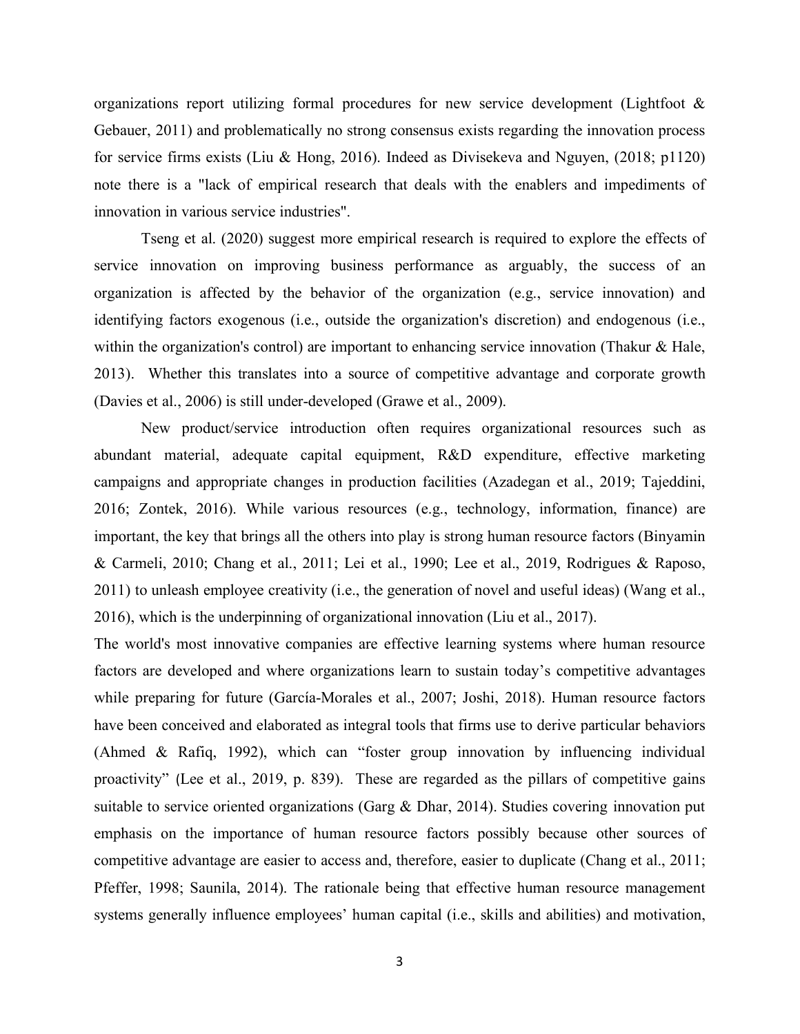organizations report utilizing formal procedures for new service development (Lightfoot & Gebauer, 2011) and problematically no strong consensus exists regarding the innovation process for service firms exists (Liu & Hong, 2016). Indeed as Divisekeva and Nguyen, (2018; p1120) note there is a "lack of empirical research that deals with the enablers and impediments of innovation in various service industries".

Tseng et al. (2020) suggest more empirical research is required to explore the effects of service innovation on improving business performance as arguably, the success of an organization is affected by the behavior of the organization (e.g., service innovation) and identifying factors exogenous (i.e., outside the organization's discretion) and endogenous (i.e., within the organization's control) are important to enhancing service innovation (Thakur & Hale, 2013). Whether this translates into a source of competitive advantage and corporate growth (Davies et al., 2006) is still under-developed (Grawe et al., 2009).

New product/service introduction often requires organizational resources such as abundant material, adequate capital equipment, R&D expenditure, effective marketing campaigns and appropriate changes in production facilities (Azadegan et al., 2019; Tajeddini, 2016; Zontek, 2016). While various resources (e.g., technology, information, finance) are important, the key that brings all the others into play is strong human resource factors (Binyamin & Carmeli, 2010; Chang et al., 2011; Lei et al., 1990; Lee et al., 2019, Rodrigues & Raposo, 2011) to unleash employee creativity (i.e., the generation of novel and useful ideas) (Wang et al., 2016), which is the underpinning of organizational innovation (Liu et al., 2017).

The world's most innovative companies are effective learning systems where human resource factors are developed and where organizations learn to sustain today's competitive advantages while preparing for future (García-Morales et al., 2007; Joshi, 2018). Human resource factors have been conceived and elaborated as integral tools that firms use to derive particular behaviors (Ahmed & Rafiq, 1992), which can "foster group innovation by influencing individual proactivity" (Lee et al., 2019, p. 839). These are regarded as the pillars of competitive gains suitable to service oriented organizations (Garg & Dhar, 2014). Studies covering innovation put emphasis on the importance of human resource factors possibly because other sources of competitive advantage are easier to access and, therefore, easier to duplicate (Chang et al., 2011; Pfeffer, 1998; Saunila, 2014). The rationale being that effective human resource management systems generally influence employees' human capital (i.e., skills and abilities) and motivation,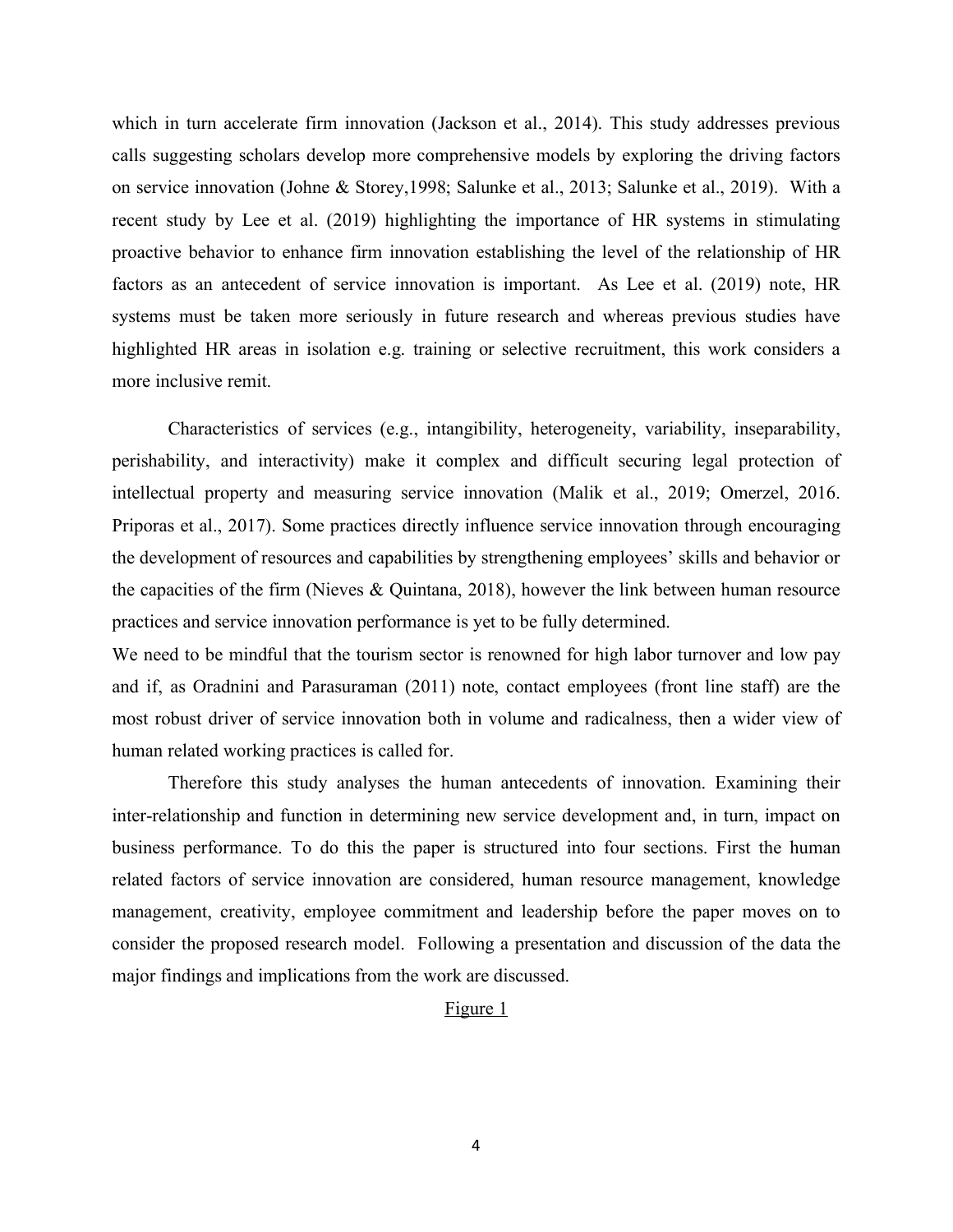which in turn accelerate firm innovation (Jackson et al., 2014). This study addresses previous calls suggesting scholars develop more comprehensive models by exploring the driving factors on service innovation (Johne & Storey,1998; Salunke et al., 2013; Salunke et al., 2019). With a recent study by Lee et al. (2019) highlighting the importance of HR systems in stimulating proactive behavior to enhance firm innovation establishing the level of the relationship of HR factors as an antecedent of service innovation is important. As Lee et al. (2019) note, HR systems must be taken more seriously in future research and whereas previous studies have highlighted HR areas in isolation e.g. training or selective recruitment, this work considers a more inclusive remit.

Characteristics of services (e.g., intangibility, heterogeneity, variability, inseparability, perishability, and interactivity) make it complex and difficult securing legal protection of intellectual property and measuring service innovation (Malik et al., 2019; Omerzel, 2016. Priporas et al., 2017). Some practices directly influence service innovation through encouraging the development of resources and capabilities by strengthening employees' skills and behavior or the capacities of the firm (Nieves & Quintana, 2018), however the link between human resource practices and service innovation performance is yet to be fully determined.

We need to be mindful that the tourism sector is renowned for high labor turnover and low pay and if, as Oradnini and Parasuraman (2011) note, contact employees (front line staff) are the most robust driver of service innovation both in volume and radicalness, then a wider view of human related working practices is called for.

Therefore this study analyses the human antecedents of innovation. Examining their inter-relationship and function in determining new service development and, in turn, impact on business performance. To do this the paper is structured into four sections. First the human related factors of service innovation are considered, human resource management, knowledge management, creativity, employee commitment and leadership before the paper moves on to consider the proposed research model. Following a presentation and discussion of the data the major findings and implications from the work are discussed.

Figure 1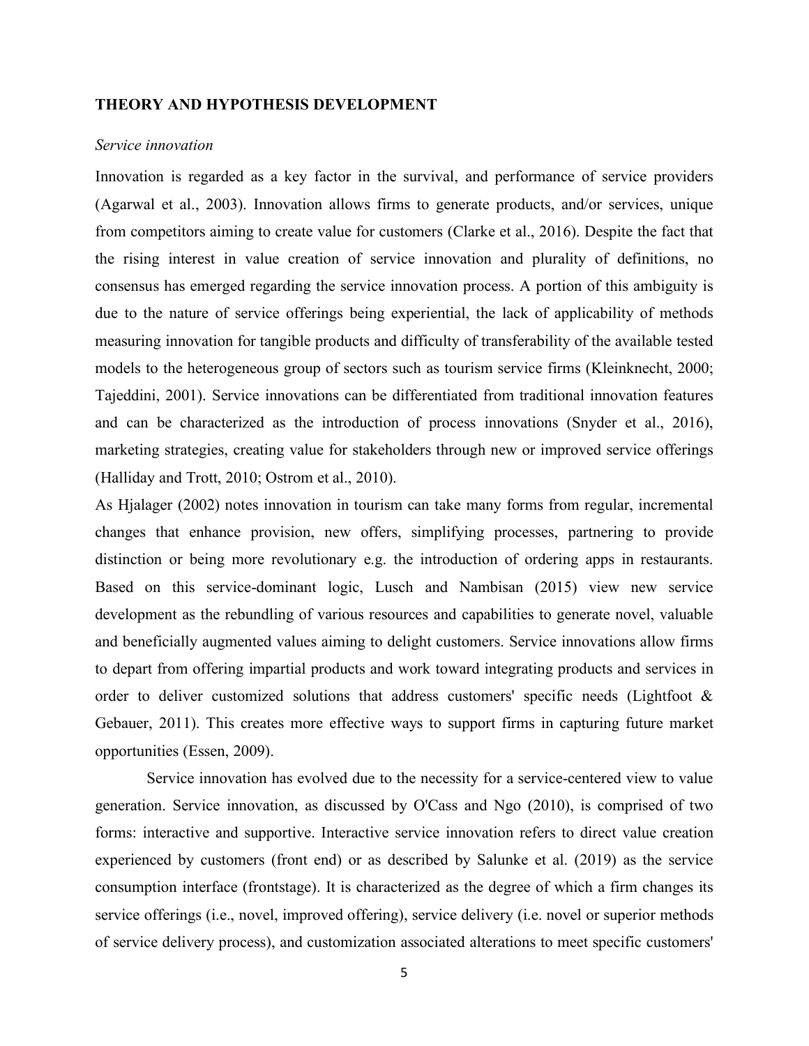## THEORY AND HYPOTHESIS DEVELOPMENT

*Service innovation*

Innovation is regarded as a key factor in the survival, and performance of service providers (Agarwal et al., 2003). Innovation allows firms to generate products, and/or services, unique from competitors aiming to create value for customers (Clarke et al., 2016). Despite the fact that the rising interest in value creation of service innovation and plurality of definitions, no consensus has emerged regarding the service innovation process. A portion of this ambiguity is due to the nature of service offerings being experiential, the lack of applicability of methods measuring innovation for tangible products and difficulty of transferability of the available tested models to the heterogeneous group of sectors such as tourism service firms (Kleinknecht, 2000; Tajeddini, 2001). Service innovations can be differentiated from traditional innovation features and can be characterized as the introduction of process innovations (Snyder et al., 2016), marketing strategies, creating value for stakeholders through new or improved service offerings (Halliday and Trott, 2010; Ostrom et al., 2010).

As Hjalager (2002) notes innovation in tourism can take many forms from regular, incremental changes that enhance provision, new offers, simplifying processes, partnering to provide distinction or being more revolutionary e.g. the introduction of ordering apps in restaurants. Based on this service-dominant logic, Lusch and Nambisan (2015) view new service development as the rebundling of various resources and capabilities to generate novel, valuable and beneficially augmented values aiming to delight customers. Service innovations allow firms to depart from offering impartial products and work toward integrating products and services in order to deliver customized solutions that address customers' specific needs (Lightfoot & Gebauer, 2011). This creates more effective ways to support firms in capturing future market opportunities (Essen, 2009).

Service innovation has evolved due to the necessity for a service-centered view to value generation. Service innovation, as discussed by O'Cass and Ngo (2010), is comprised of two forms: interactive and supportive. Interactive service innovation refers to direct value creation experienced by customers (front end) or as described by Salunke et al. (2019) as the service consumption interface (frontstage). It is characterized as the degree of which a firm changes its service offerings (i.e., novel, improved offering), service delivery (i.e. novel or superior methods of service delivery process), and customization associated alterations to meet specific customers'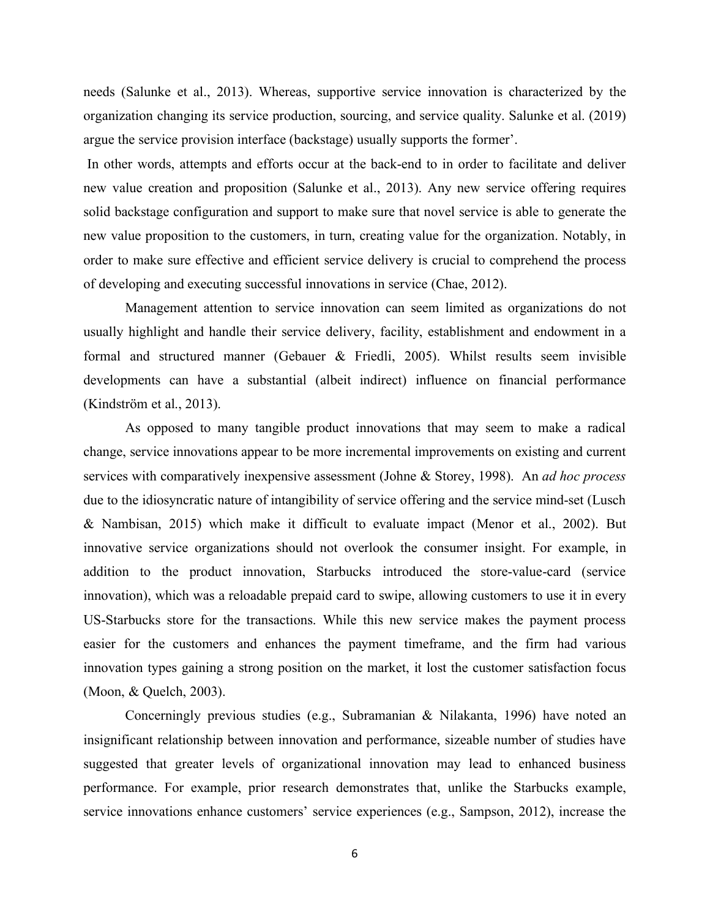needs (Salunke et al., 2013). Whereas, supportive service innovation is characterized by the organization changing its service production, sourcing, and service quality. Salunke et al. (2019) argue the service provision interface (backstage) usually supports the former'.

In other words, attempts and efforts occur at the back-end to in order to facilitate and deliver new value creation and proposition (Salunke et al., 2013). Any new service offering requires solid backstage configuration and support to make sure that novel service is able to generate the new value proposition to the customers, in turn, creating value for the organization. Notably, in order to make sure effective and efficient service delivery is crucial to comprehend the process of developing and executing successful innovations in service (Chae, 2012).

Management attention to service innovation can seem limited as organizations do not usually highlight and handle their service delivery, facility, establishment and endowment in a formal and structured manner (Gebauer & Friedli, 2005). Whilst results seem invisible developments can have a substantial (albeit indirect) influence on financial performance (Kindström et al., 2013).

As opposed to many tangible product innovations that may seem to make a radical change, service innovations appear to be more incremental improvements on existing and current services with comparatively inexpensive assessment (Johne & Storey, 1998). An *ad hoc process* due to the idiosyncratic nature of intangibility of service offering and the service mind-set (Lusch & Nambisan, 2015) which make it difficult to evaluate impact (Menor et al., 2002). But innovative service organizations should not overlook the consumer insight. For example, in addition to the product innovation, Starbucks introduced the store-value-card (service innovation), which was a reloadable prepaid card to swipe, allowing customers to use it in every US-Starbucks store for the transactions. While this new service makes the payment process easier for the customers and enhances the payment timeframe, and the firm had various innovation types gaining a strong position on the market, it lost the customer satisfaction focus (Moon, & Quelch, 2003).

Concerningly previous studies (e.g., Subramanian & Nilakanta, 1996) have noted an insignificant relationship between innovation and performance, sizeable number of studies have suggested that greater levels of organizational innovation may lead to enhanced business performance. For example, prior research demonstrates that, unlike the Starbucks example, service innovations enhance customers' service experiences (e.g., Sampson, 2012), increase the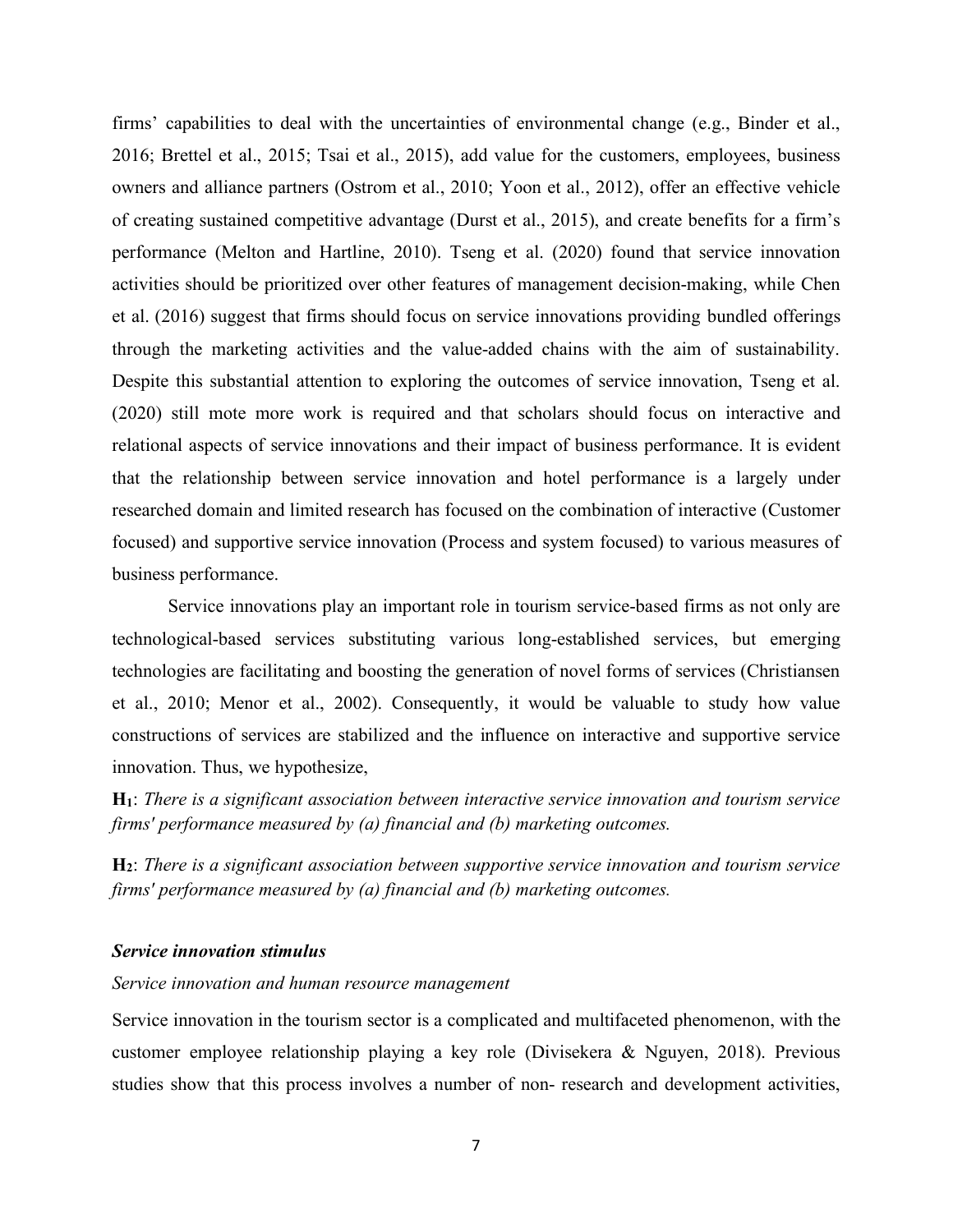firms' capabilities to deal with the uncertainties of environmental change (e.g., Binder et al., 2016; Brettel et al., 2015; Tsai et al., 2015), add value for the customers, employees, business owners and alliance partners (Ostrom et al., 2010; Yoon et al., 2012), offer an effective vehicle of creating sustained competitive advantage (Durst et al., 2015), and create benefits for a firm's performance (Melton and Hartline, 2010). Tseng et al. (2020) found that service innovation activities should be prioritized over other features of management decision-making, while Chen et al. (2016) suggest that firms should focus on service innovations providing bundled offerings through the marketing activities and the value-added chains with the aim of sustainability. Despite this substantial attention to exploring the outcomes of service innovation, Tseng et al. (2020) still mote more work is required and that scholars should focus on interactive and relational aspects of service innovations and their impact of business performance. It is evident that the relationship between service innovation and hotel performance is a largely under researched domain and limited research has focused on the combination of interactive (Customer focused) and supportive service innovation (Process and system focused) to various measures of business performance.

Service innovations play an important role in tourism service-based firms as not only are technological-based services substituting various long-established services, but emerging technologies are facilitating and boosting the generation of novel forms of services (Christiansen et al., 2010; Menor et al., 2002). Consequently, it would be valuable to study how value constructions of services are stabilized and the influence on interactive and supportive service innovation. Thus, we hypothesize,

**H$_1$**: *There is a significant association between interactive service innovation and tourism service firms' performance measured by (a) financial and (b) marketing outcomes.*

**H$_2$**: *There is a significant association between supportive service innovation and tourism service firms' performance measured by (a) financial and (b) marketing outcomes.*

### *Service innovation stimulus*

*Service innovation and human resource management*

Service innovation in the tourism sector is a complicated and multifaceted phenomenon, with the customer employee relationship playing a key role (Divisekera & Nguyen, 2018). Previous studies show that this process involves a number of non- research and development activities,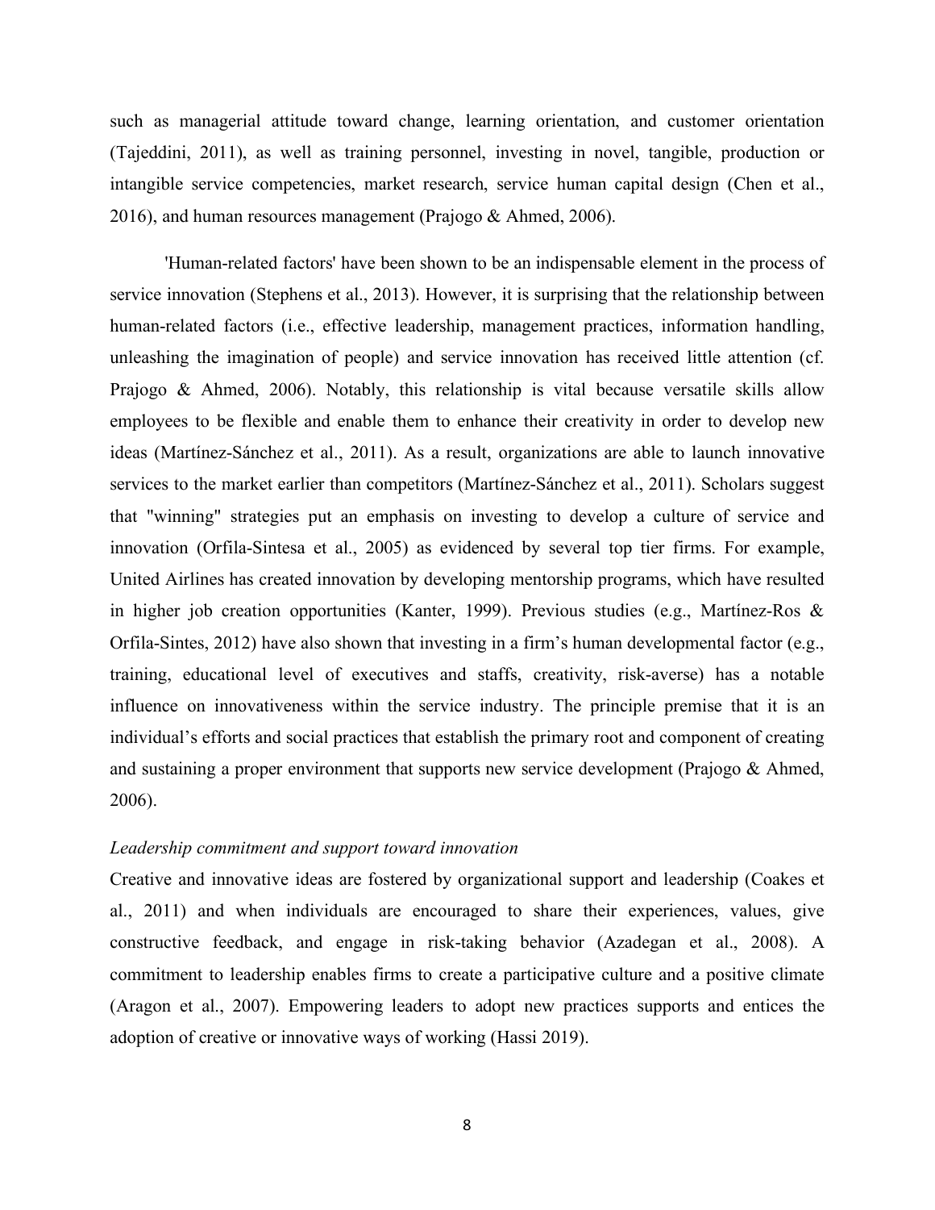such as managerial attitude toward change, learning orientation, and customer orientation (Tajeddini, 2011), as well as training personnel, investing in novel, tangible, production or intangible service competencies, market research, service human capital design (Chen et al., 2016), and human resources management (Prajogo & Ahmed, 2006).

'Human-related factors' have been shown to be an indispensable element in the process of service innovation (Stephens et al., 2013). However, it is surprising that the relationship between human-related factors (i.e., effective leadership, management practices, information handling, unleashing the imagination of people) and service innovation has received little attention (cf. Prajogo & Ahmed, 2006). Notably, this relationship is vital because versatile skills allow employees to be flexible and enable them to enhance their creativity in order to develop new ideas (Martínez-Sánchez et al., 2011). As a result, organizations are able to launch innovative services to the market earlier than competitors (Martínez-Sánchez et al., 2011). Scholars suggest that "winning" strategies put an emphasis on investing to develop a culture of service and innovation (Orfila-Sintesa et al., 2005) as evidenced by several top tier firms. For example, United Airlines has created innovation by developing mentorship programs, which have resulted in higher job creation opportunities (Kanter, 1999). Previous studies (e.g., Martínez-Ros & Orfila-Sintes, 2012) have also shown that investing in a firm's human developmental factor (e.g., training, educational level of executives and staffs, creativity, risk-averse) has a notable influence on innovativeness within the service industry. The principle premise that it is an individual's efforts and social practices that establish the primary root and component of creating and sustaining a proper environment that supports new service development (Prajogo & Ahmed, 2006).

*Leadership commitment and support toward innovation*

Creative and innovative ideas are fostered by organizational support and leadership (Coakes et al., 2011) and when individuals are encouraged to share their experiences, values, give constructive feedback, and engage in risk-taking behavior (Azadegan et al., 2008). A commitment to leadership enables firms to create a participative culture and a positive climate (Aragon et al., 2007). Empowering leaders to adopt new practices supports and entices the adoption of creative or innovative ways of working (Hassi 2019).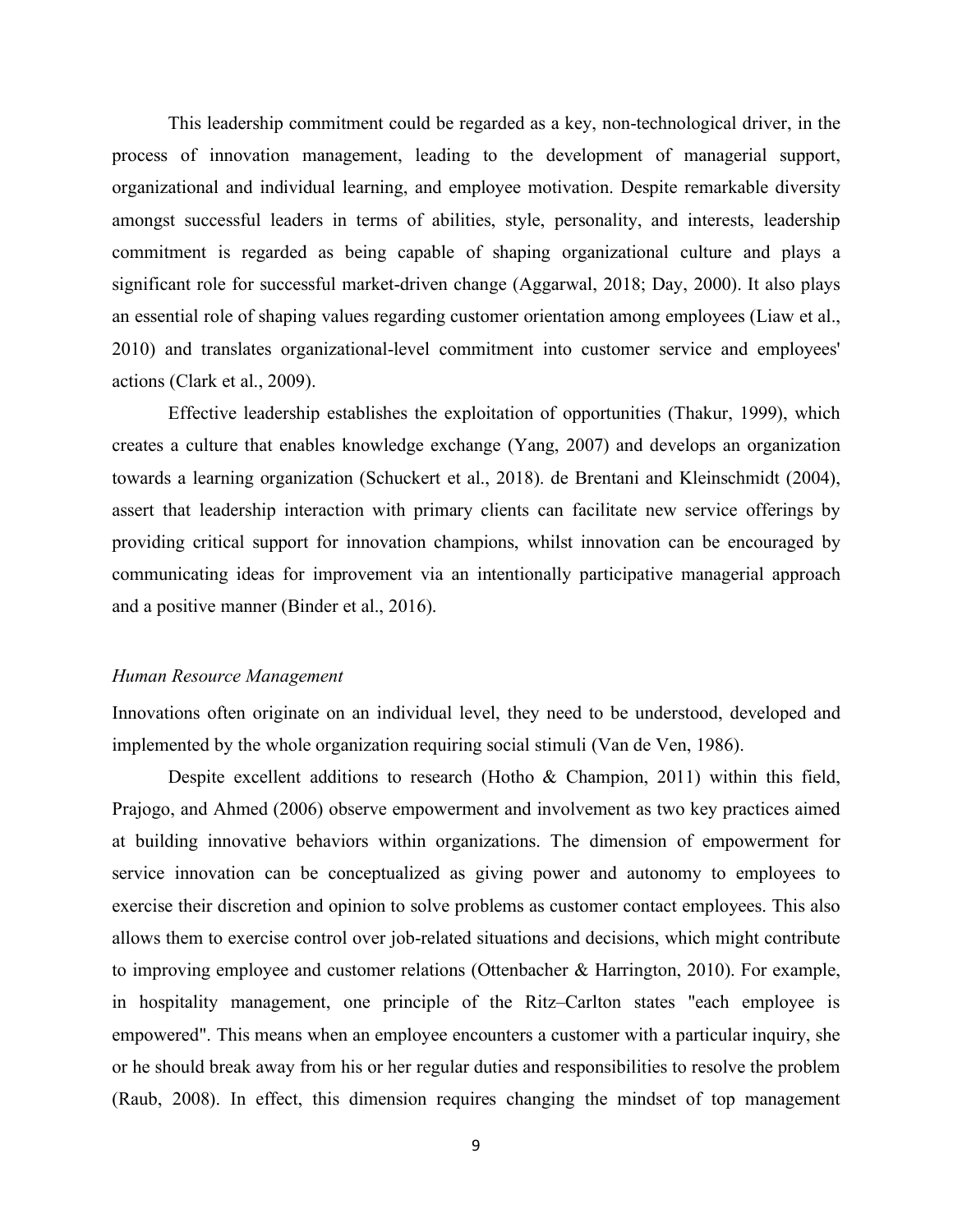This leadership commitment could be regarded as a key, non-technological driver, in the process of innovation management, leading to the development of managerial support, organizational and individual learning, and employee motivation. Despite remarkable diversity amongst successful leaders in terms of abilities, style, personality, and interests, leadership commitment is regarded as being capable of shaping organizational culture and plays a significant role for successful market-driven change (Aggarwal, 2018; Day, 2000). It also plays an essential role of shaping values regarding customer orientation among employees (Liaw et al., 2010) and translates organizational-level commitment into customer service and employees' actions (Clark et al., 2009).

Effective leadership establishes the exploitation of opportunities (Thakur, 1999), which creates a culture that enables knowledge exchange (Yang, 2007) and develops an organization towards a learning organization (Schuckert et al., 2018). de Brentani and Kleinschmidt (2004), assert that leadership interaction with primary clients can facilitate new service offerings by providing critical support for innovation champions, whilst innovation can be encouraged by communicating ideas for improvement via an intentionally participative managerial approach and a positive manner (Binder et al., 2016).

*Human Resource Management*

Innovations often originate on an individual level, they need to be understood, developed and implemented by the whole organization requiring social stimuli (Van de Ven, 1986).

Despite excellent additions to research (Hotho & Champion, 2011) within this field, Prajogo, and Ahmed (2006) observe empowerment and involvement as two key practices aimed at building innovative behaviors within organizations. The dimension of empowerment for service innovation can be conceptualized as giving power and autonomy to employees to exercise their discretion and opinion to solve problems as customer contact employees. This also allows them to exercise control over job-related situations and decisions, which might contribute to improving employee and customer relations (Ottenbacher & Harrington, 2010). For example, in hospitality management, one principle of the Ritz–Carlton states "each employee is empowered". This means when an employee encounters a customer with a particular inquiry, she or he should break away from his or her regular duties and responsibilities to resolve the problem (Raub, 2008). In effect, this dimension requires changing the mindset of top management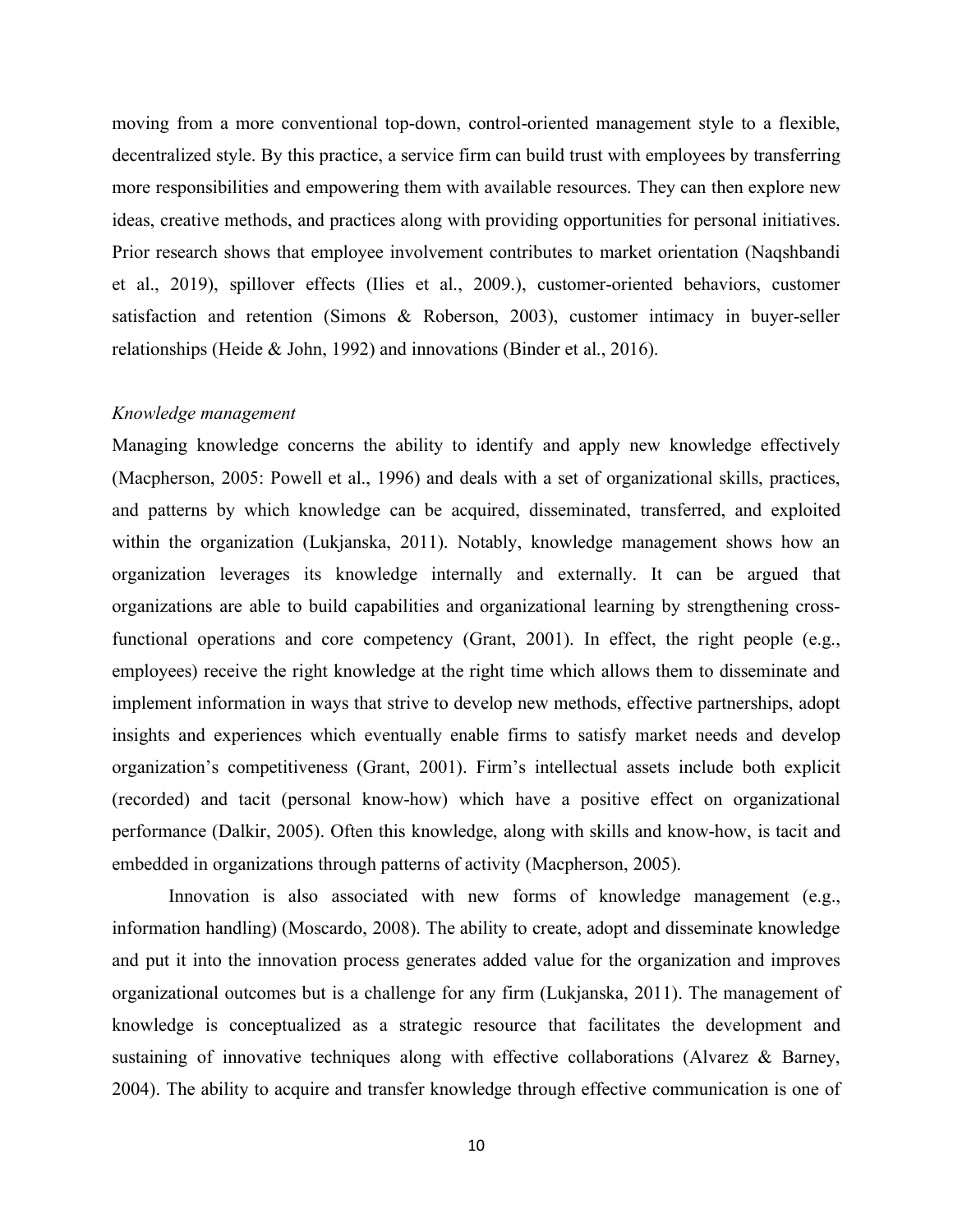moving from a more conventional top-down, control-oriented management style to a flexible, decentralized style. By this practice, a service firm can build trust with employees by transferring more responsibilities and empowering them with available resources. They can then explore new ideas, creative methods, and practices along with providing opportunities for personal initiatives. Prior research shows that employee involvement contributes to market orientation (Naqshbandi et al., 2019), spillover effects (Ilies et al., 2009.), customer-oriented behaviors, customer satisfaction and retention (Simons & Roberson, 2003), customer intimacy in buyer-seller relationships (Heide & John, 1992) and innovations (Binder et al., 2016).

*Knowledge management*

Managing knowledge concerns the ability to identify and apply new knowledge effectively (Macpherson, 2005: Powell et al., 1996) and deals with a set of organizational skills, practices, and patterns by which knowledge can be acquired, disseminated, transferred, and exploited within the organization (Lukjanska, 2011). Notably, knowledge management shows how an organization leverages its knowledge internally and externally. It can be argued that organizations are able to build capabilities and organizational learning by strengthening cross-functional operations and core competency (Grant, 2001). In effect, the right people (e.g., employees) receive the right knowledge at the right time which allows them to disseminate and implement information in ways that strive to develop new methods, effective partnerships, adopt insights and experiences which eventually enable firms to satisfy market needs and develop organization's competitiveness (Grant, 2001). Firm's intellectual assets include both explicit (recorded) and tacit (personal know-how) which have a positive effect on organizational performance (Dalkir, 2005). Often this knowledge, along with skills and know-how, is tacit and embedded in organizations through patterns of activity (Macpherson, 2005).

Innovation is also associated with new forms of knowledge management (e.g., information handling) (Moscardo, 2008). The ability to create, adopt and disseminate knowledge and put it into the innovation process generates added value for the organization and improves organizational outcomes but is a challenge for any firm (Lukjanska, 2011). The management of knowledge is conceptualized as a strategic resource that facilitates the development and sustaining of innovative techniques along with effective collaborations (Alvarez & Barney, 2004). The ability to acquire and transfer knowledge through effective communication is one of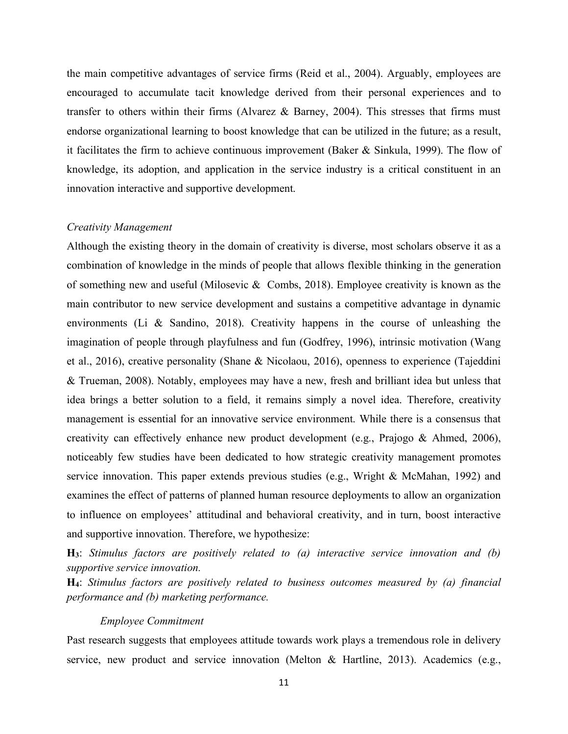the main competitive advantages of service firms (Reid et al., 2004). Arguably, employees are encouraged to accumulate tacit knowledge derived from their personal experiences and to transfer to others within their firms (Alvarez & Barney, 2004). This stresses that firms must endorse organizational learning to boost knowledge that can be utilized in the future; as a result, it facilitates the firm to achieve continuous improvement (Baker & Sinkula, 1999). The flow of knowledge, its adoption, and application in the service industry is a critical constituent in an innovation interactive and supportive development.

*Creativity Management*

Although the existing theory in the domain of creativity is diverse, most scholars observe it as a combination of knowledge in the minds of people that allows flexible thinking in the generation of something new and useful (Milosevic & Combs, 2018). Employee creativity is known as the main contributor to new service development and sustains a competitive advantage in dynamic environments (Li & Sandino, 2018). Creativity happens in the course of unleashing the imagination of people through playfulness and fun (Godfrey, 1996), intrinsic motivation (Wang et al., 2016), creative personality (Shane & Nicolaou, 2016), openness to experience (Tajeddini & Trueman, 2008). Notably, employees may have a new, fresh and brilliant idea but unless that idea brings a better solution to a field, it remains simply a novel idea. Therefore, creativity management is essential for an innovative service environment. While there is a consensus that creativity can effectively enhance new product development (e.g., Prajogo & Ahmed, 2006), noticeably few studies have been dedicated to how strategic creativity management promotes service innovation. This paper extends previous studies (e.g., Wright & McMahan, 1992) and examines the effect of patterns of planned human resource deployments to allow an organization to influence on employees' attitudinal and behavioral creativity, and in turn, boost interactive and supportive innovation. Therefore, we hypothesize:

**H$_3$**: *Stimulus factors are positively related to (a) interactive service innovation and (b) supportive service innovation.*

**H$_4$**: *Stimulus factors are positively related to business outcomes measured by (a) financial performance and (b) marketing performance.*

*Employee Commitment*

Past research suggests that employees attitude towards work plays a tremendous role in delivery service, new product and service innovation (Melton & Hartline, 2013). Academics (e.g.,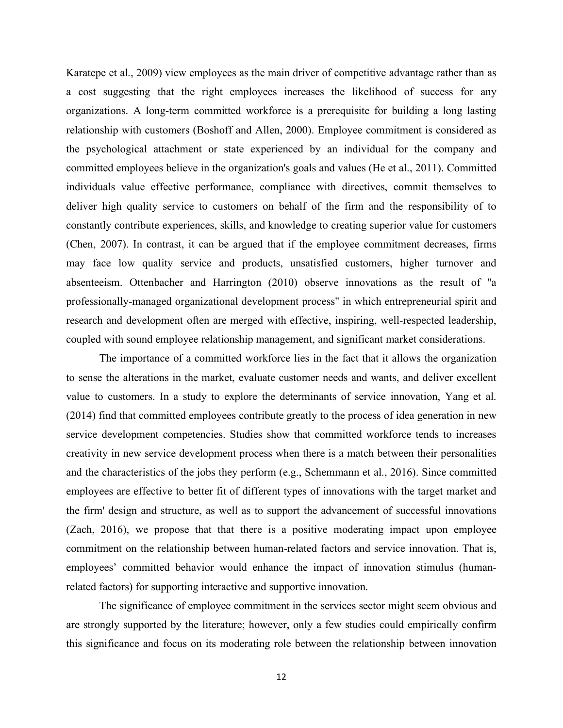Karatepe et al., 2009) view employees as the main driver of competitive advantage rather than as a cost suggesting that the right employees increases the likelihood of success for any organizations. A long-term committed workforce is a prerequisite for building a long lasting relationship with customers (Boshoff and Allen, 2000). Employee commitment is considered as the psychological attachment or state experienced by an individual for the company and committed employees believe in the organization's goals and values (He et al., 2011). Committed individuals value effective performance, compliance with directives, commit themselves to deliver high quality service to customers on behalf of the firm and the responsibility of to constantly contribute experiences, skills, and knowledge to creating superior value for customers (Chen, 2007). In contrast, it can be argued that if the employee commitment decreases, firms may face low quality service and products, unsatisfied customers, higher turnover and absenteeism. Ottenbacher and Harrington (2010) observe innovations as the result of "a professionally-managed organizational development process" in which entrepreneurial spirit and research and development often are merged with effective, inspiring, well-respected leadership, coupled with sound employee relationship management, and significant market considerations.

The importance of a committed workforce lies in the fact that it allows the organization to sense the alterations in the market, evaluate customer needs and wants, and deliver excellent value to customers. In a study to explore the determinants of service innovation, Yang et al. (2014) find that committed employees contribute greatly to the process of idea generation in new service development competencies. Studies show that committed workforce tends to increases creativity in new service development process when there is a match between their personalities and the characteristics of the jobs they perform (e.g., Schemmann et al., 2016). Since committed employees are effective to better fit of different types of innovations with the target market and the firm' design and structure, as well as to support the advancement of successful innovations (Zach, 2016), we propose that that there is a positive moderating impact upon employee commitment on the relationship between human-related factors and service innovation. That is, employees' committed behavior would enhance the impact of innovation stimulus (human-related factors) for supporting interactive and supportive innovation.

The significance of employee commitment in the services sector might seem obvious and are strongly supported by the literature; however, only a few studies could empirically confirm this significance and focus on its moderating role between the relationship between innovation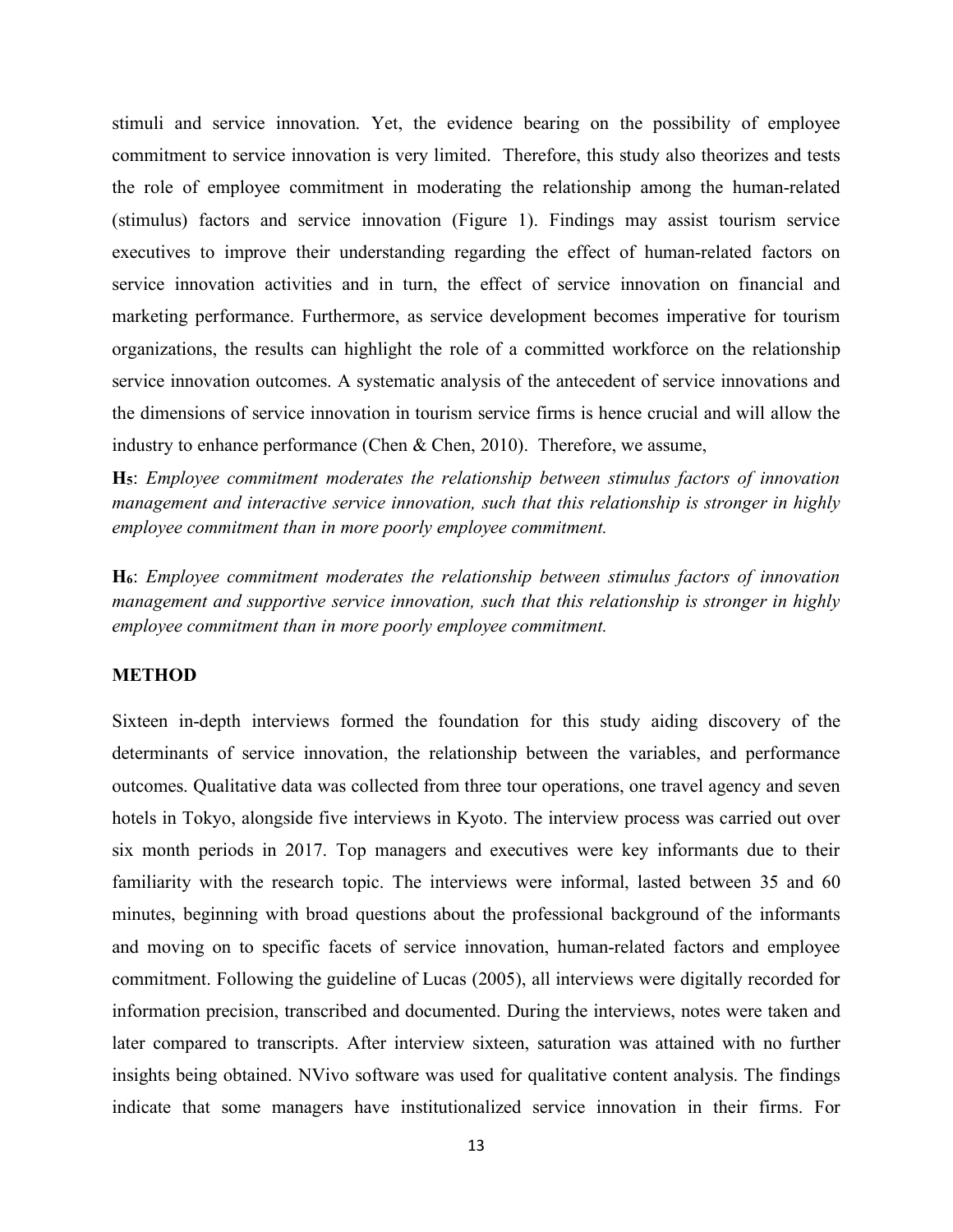stimuli and service innovation. Yet, the evidence bearing on the possibility of employee commitment to service innovation is very limited. Therefore, this study also theorizes and tests the role of employee commitment in moderating the relationship among the human-related (stimulus) factors and service innovation (Figure 1). Findings may assist tourism service executives to improve their understanding regarding the effect of human-related factors on service innovation activities and in turn, the effect of service innovation on financial and marketing performance. Furthermore, as service development becomes imperative for tourism organizations, the results can highlight the role of a committed workforce on the relationship service innovation outcomes. A systematic analysis of the antecedent of service innovations and the dimensions of service innovation in tourism service firms is hence crucial and will allow the industry to enhance performance (Chen & Chen, 2010). Therefore, we assume,

**H$_5$**: *Employee commitment moderates the relationship between stimulus factors of innovation management and interactive service innovation, such that this relationship is stronger in highly employee commitment than in more poorly employee commitment.*

**H$_6$**: *Employee commitment moderates the relationship between stimulus factors of innovation management and supportive service innovation, such that this relationship is stronger in highly employee commitment than in more poorly employee commitment.*

## METHOD

Sixteen in-depth interviews formed the foundation for this study aiding discovery of the determinants of service innovation, the relationship between the variables, and performance outcomes. Qualitative data was collected from three tour operations, one travel agency and seven hotels in Tokyo, alongside five interviews in Kyoto. The interview process was carried out over six month periods in 2017. Top managers and executives were key informants due to their familiarity with the research topic. The interviews were informal, lasted between 35 and 60 minutes, beginning with broad questions about the professional background of the informants and moving on to specific facets of service innovation, human-related factors and employee commitment. Following the guideline of Lucas (2005), all interviews were digitally recorded for information precision, transcribed and documented. During the interviews, notes were taken and later compared to transcripts. After interview sixteen, saturation was attained with no further insights being obtained. NVivo software was used for qualitative content analysis. The findings indicate that some managers have institutionalized service innovation in their firms. For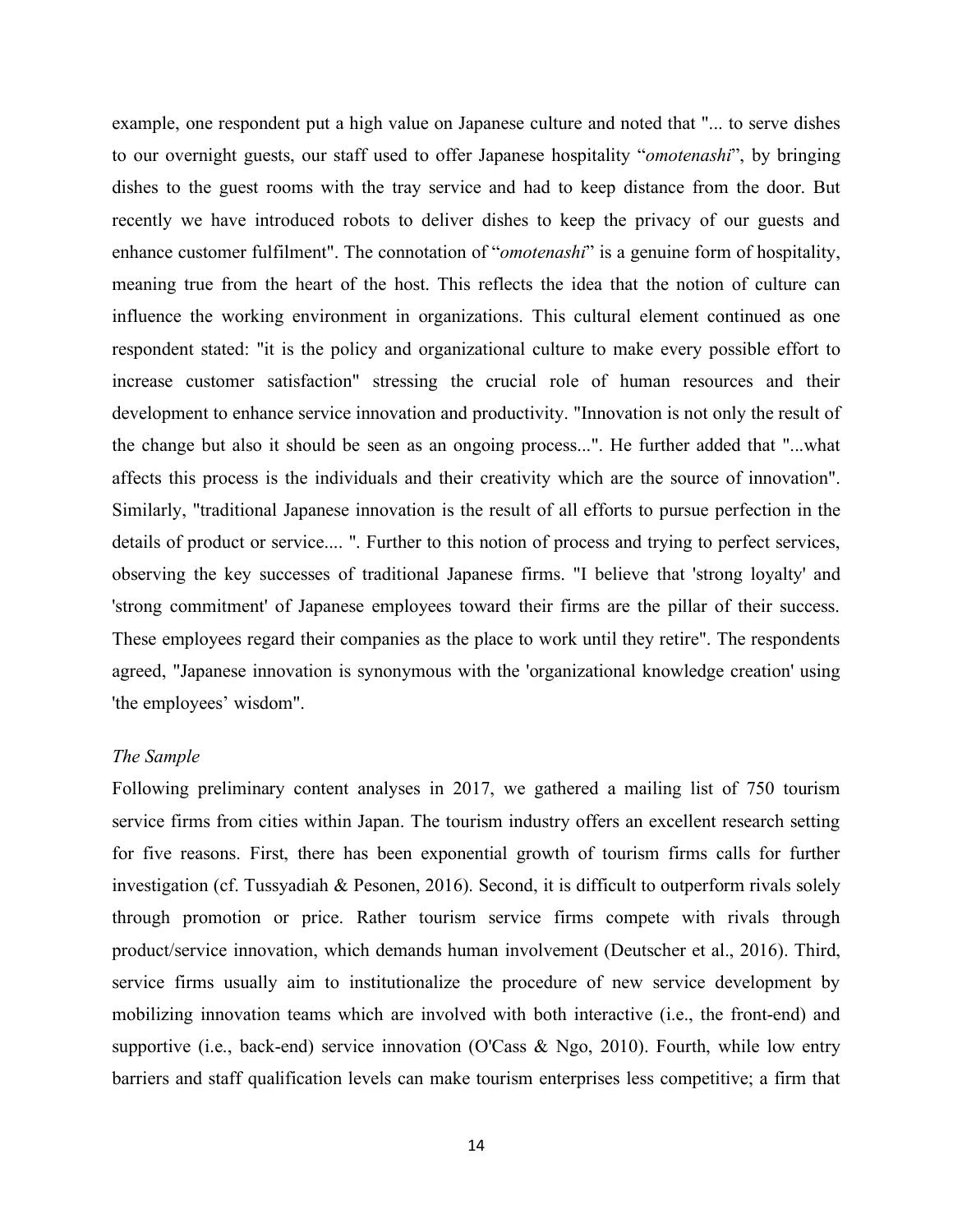example, one respondent put a high value on Japanese culture and noted that "... to serve dishes to our overnight guests, our staff used to offer Japanese hospitality "*omotenashi*", by bringing dishes to the guest rooms with the tray service and had to keep distance from the door. But recently we have introduced robots to deliver dishes to keep the privacy of our guests and enhance customer fulfilment". The connotation of "*omotenashi*" is a genuine form of hospitality, meaning true from the heart of the host. This reflects the idea that the notion of culture can influence the working environment in organizations. This cultural element continued as one respondent stated: "it is the policy and organizational culture to make every possible effort to increase customer satisfaction" stressing the crucial role of human resources and their development to enhance service innovation and productivity. "Innovation is not only the result of the change but also it should be seen as an ongoing process...". He further added that "...what affects this process is the individuals and their creativity which are the source of innovation". Similarly, "traditional Japanese innovation is the result of all efforts to pursue perfection in the details of product or service.... ". Further to this notion of process and trying to perfect services, observing the key successes of traditional Japanese firms. "I believe that 'strong loyalty' and 'strong commitment' of Japanese employees toward their firms are the pillar of their success. These employees regard their companies as the place to work until they retire". The respondents agreed, "Japanese innovation is synonymous with the 'organizational knowledge creation' using 'the employees' wisdom".

*The Sample*

Following preliminary content analyses in 2017, we gathered a mailing list of 750 tourism service firms from cities within Japan. The tourism industry offers an excellent research setting for five reasons. First, there has been exponential growth of tourism firms calls for further investigation (cf. Tussyadiah & Pesonen, 2016). Second, it is difficult to outperform rivals solely through promotion or price. Rather tourism service firms compete with rivals through product/service innovation, which demands human involvement (Deutscher et al., 2016). Third, service firms usually aim to institutionalize the procedure of new service development by mobilizing innovation teams which are involved with both interactive (i.e., the front-end) and supportive (i.e., back-end) service innovation (O'Cass & Ngo, 2010). Fourth, while low entry barriers and staff qualification levels can make tourism enterprises less competitive; a firm that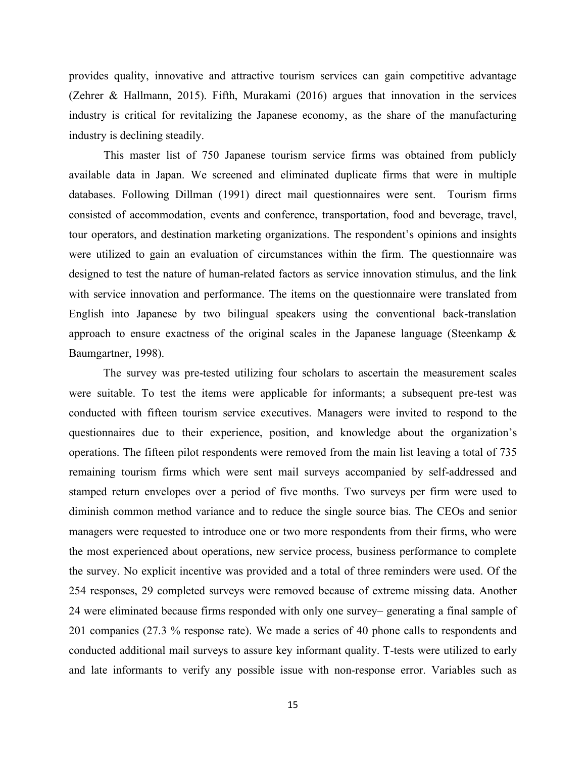provides quality, innovative and attractive tourism services can gain competitive advantage (Zehrer & Hallmann, 2015). Fifth, Murakami (2016) argues that innovation in the services industry is critical for revitalizing the Japanese economy, as the share of the manufacturing industry is declining steadily.

This master list of 750 Japanese tourism service firms was obtained from publicly available data in Japan. We screened and eliminated duplicate firms that were in multiple databases. Following Dillman (1991) direct mail questionnaires were sent. Tourism firms consisted of accommodation, events and conference, transportation, food and beverage, travel, tour operators, and destination marketing organizations. The respondent's opinions and insights were utilized to gain an evaluation of circumstances within the firm. The questionnaire was designed to test the nature of human-related factors as service innovation stimulus, and the link with service innovation and performance. The items on the questionnaire were translated from English into Japanese by two bilingual speakers using the conventional back-translation approach to ensure exactness of the original scales in the Japanese language (Steenkamp & Baumgartner, 1998).

The survey was pre-tested utilizing four scholars to ascertain the measurement scales were suitable. To test the items were applicable for informants; a subsequent pre-test was conducted with fifteen tourism service executives. Managers were invited to respond to the questionnaires due to their experience, position, and knowledge about the organization's operations. The fifteen pilot respondents were removed from the main list leaving a total of 735 remaining tourism firms which were sent mail surveys accompanied by self-addressed and stamped return envelopes over a period of five months. Two surveys per firm were used to diminish common method variance and to reduce the single source bias. The CEOs and senior managers were requested to introduce one or two more respondents from their firms, who were the most experienced about operations, new service process, business performance to complete the survey. No explicit incentive was provided and a total of three reminders were used. Of the 254 responses, 29 completed surveys were removed because of extreme missing data. Another 24 were eliminated because firms responded with only one survey– generating a final sample of 201 companies (27.3 % response rate). We made a series of 40 phone calls to respondents and conducted additional mail surveys to assure key informant quality. T-tests were utilized to early and late informants to verify any possible issue with non-response error. Variables such as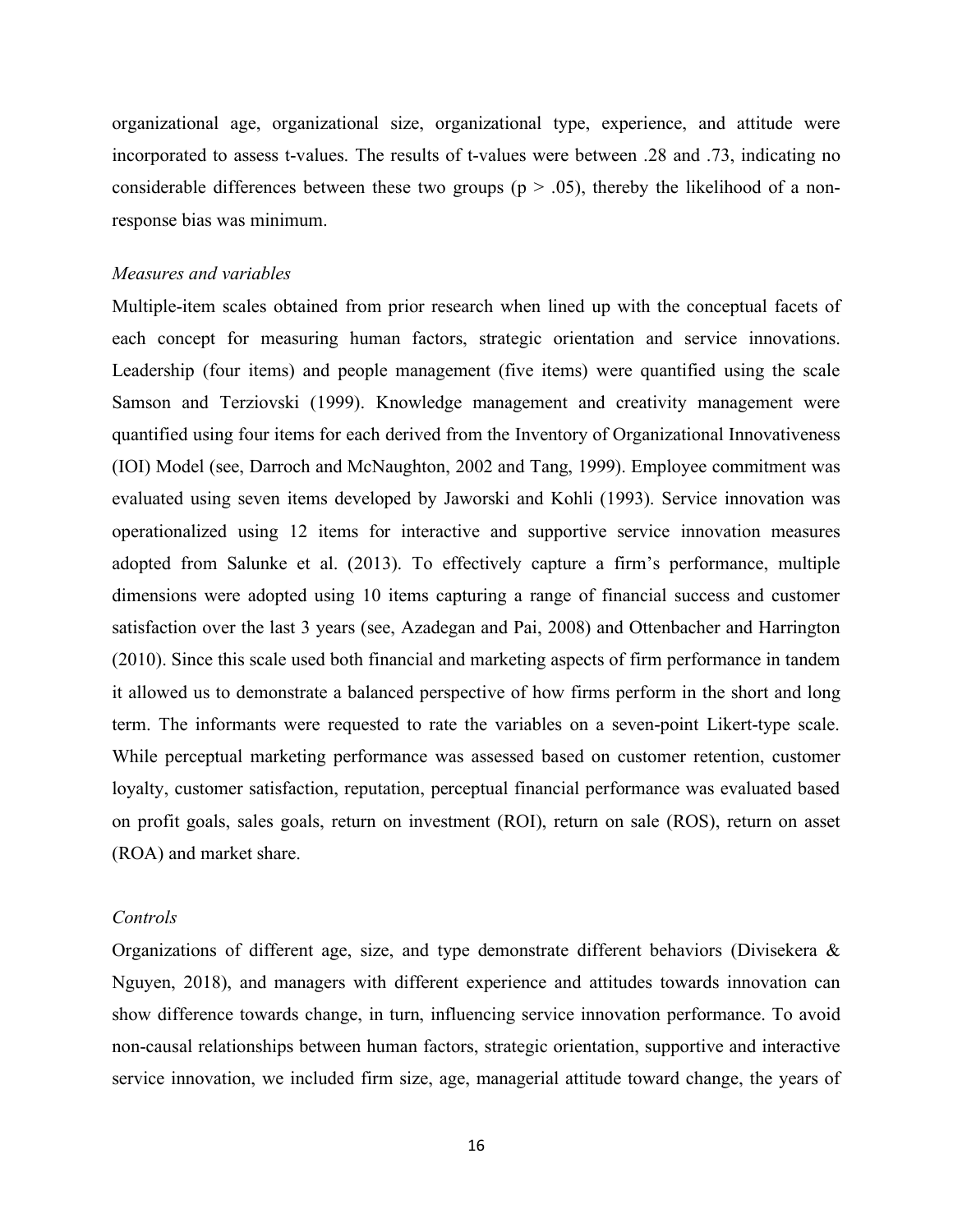organizational age, organizational size, organizational type, experience, and attitude were incorporated to assess t-values. The results of t-values were between .28 and .73, indicating no considerable differences between these two groups ($p > .05$), thereby the likelihood of a non-response bias was minimum.

*Measures and variables*

Multiple-item scales obtained from prior research when lined up with the conceptual facets of each concept for measuring human factors, strategic orientation and service innovations. Leadership (four items) and people management (five items) were quantified using the scale Samson and Terziovski (1999). Knowledge management and creativity management were quantified using four items for each derived from the Inventory of Organizational Innovativeness (IOI) Model (see, Darroch and McNaughton, 2002 and Tang, 1999). Employee commitment was evaluated using seven items developed by Jaworski and Kohli (1993). Service innovation was operationalized using 12 items for interactive and supportive service innovation measures adopted from Salunke et al. (2013). To effectively capture a firm's performance, multiple dimensions were adopted using 10 items capturing a range of financial success and customer satisfaction over the last 3 years (see, Azadegan and Pai, 2008) and Ottenbacher and Harrington (2010). Since this scale used both financial and marketing aspects of firm performance in tandem it allowed us to demonstrate a balanced perspective of how firms perform in the short and long term. The informants were requested to rate the variables on a seven-point Likert-type scale. While perceptual marketing performance was assessed based on customer retention, customer loyalty, customer satisfaction, reputation, perceptual financial performance was evaluated based on profit goals, sales goals, return on investment (ROI), return on sale (ROS), return on asset (ROA) and market share.

*Controls*

Organizations of different age, size, and type demonstrate different behaviors (Divisekera & Nguyen, 2018), and managers with different experience and attitudes towards innovation can show difference towards change, in turn, influencing service innovation performance. To avoid non-causal relationships between human factors, strategic orientation, supportive and interactive service innovation, we included firm size, age, managerial attitude toward change, the years of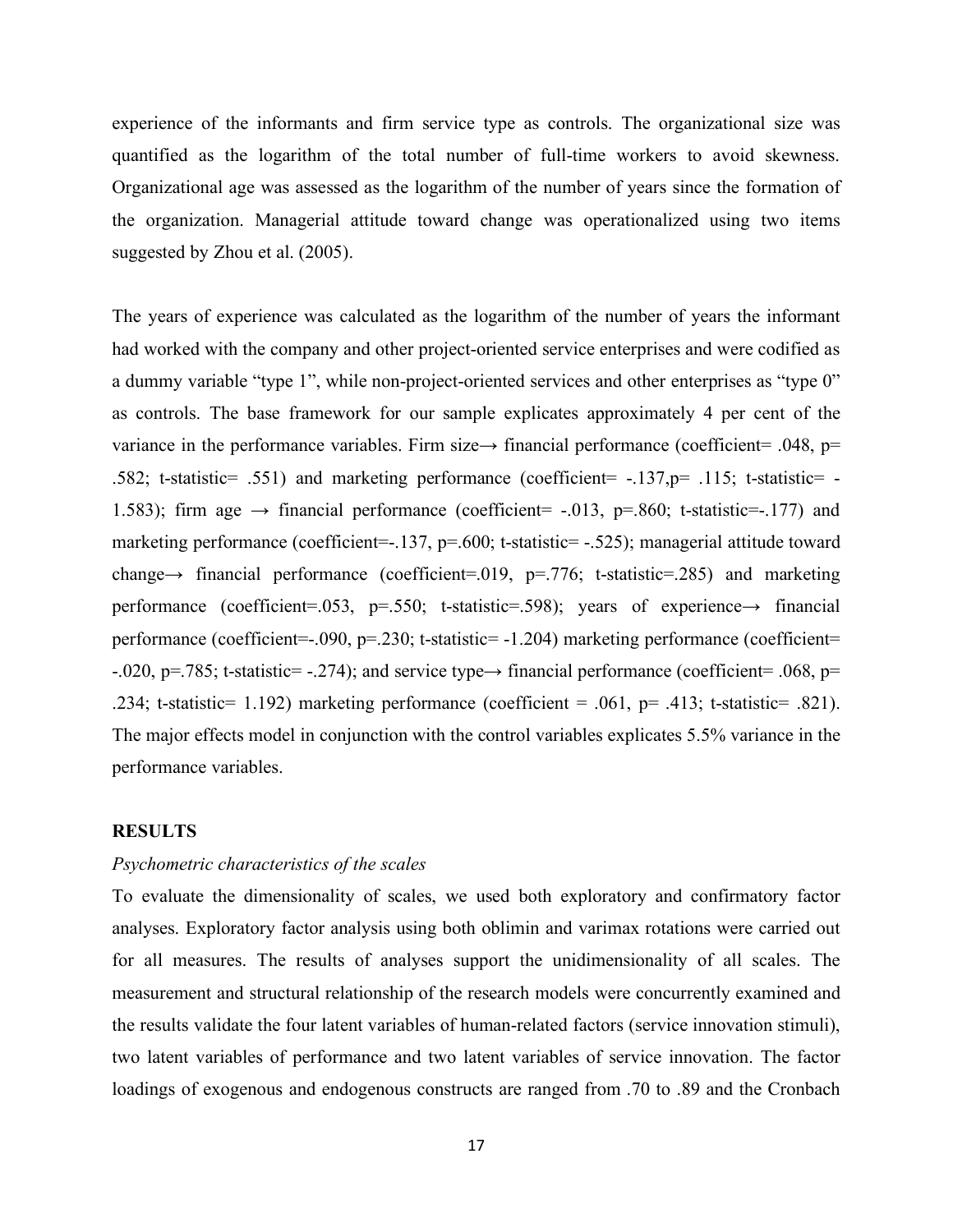experience of the informants and firm service type as controls. The organizational size was quantified as the logarithm of the total number of full-time workers to avoid skewness. Organizational age was assessed as the logarithm of the number of years since the formation of the organization. Managerial attitude toward change was operationalized using two items suggested by Zhou et al. (2005).

The years of experience was calculated as the logarithm of the number of years the informant had worked with the company and other project-oriented service enterprises and were codified as a dummy variable "type 1", while non-project-oriented services and other enterprises as "type 0" as controls. The base framework for our sample explicates approximately 4 per cent of the variance in the performance variables. Firm size→ financial performance (coefficient= .048, p= .582; t-statistic= .551) and marketing performance (coefficient= -.137,p= .115; t-statistic= -1.583); firm age → financial performance (coefficient= -.013, p=.860; t-statistic=-.177) and marketing performance (coefficient=-.137, p=.600; t-statistic= -.525); managerial attitude toward change→ financial performance (coefficient=.019, p=.776; t-statistic=.285) and marketing performance (coefficient=.053, p=.550; t-statistic=.598); years of experience→ financial performance (coefficient=-.090, p=.230; t-statistic= -1.204) marketing performance (coefficient= -.020, p=.785; t-statistic= -.274); and service type→ financial performance (coefficient= .068, p= .234; t-statistic= 1.192) marketing performance (coefficient = .061, p= .413; t-statistic= .821). The major effects model in conjunction with the control variables explicates 5.5% variance in the performance variables.

## RESULTS

### *Psychometric characteristics of the scales*

To evaluate the dimensionality of scales, we used both exploratory and confirmatory factor analyses. Exploratory factor analysis using both oblimin and varimax rotations were carried out for all measures. The results of analyses support the unidimensionality of all scales. The measurement and structural relationship of the research models were concurrently examined and the results validate the four latent variables of human-related factors (service innovation stimuli), two latent variables of performance and two latent variables of service innovation. The factor loadings of exogenous and endogenous constructs are ranged from .70 to .89 and the Cronbach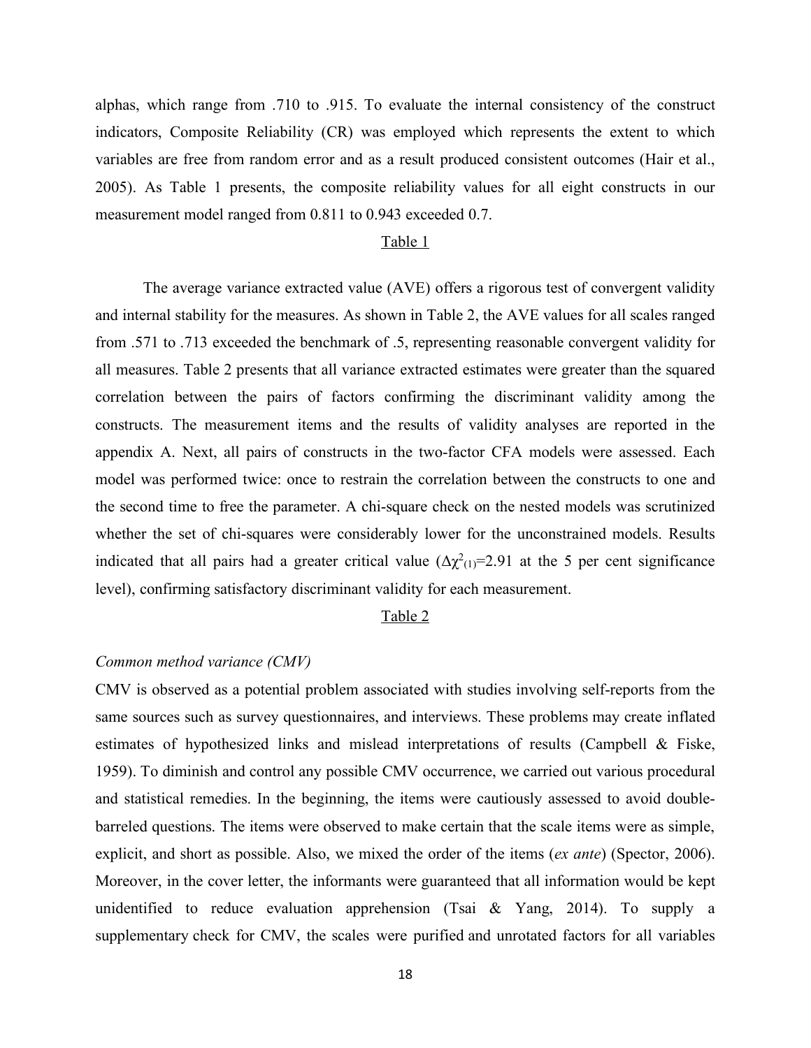alphas, which range from .710 to .915. To evaluate the internal consistency of the construct indicators, Composite Reliability (CR) was employed which represents the extent to which variables are free from random error and as a result produced consistent outcomes (Hair et al., 2005). As Table 1 presents, the composite reliability values for all eight constructs in our measurement model ranged from 0.811 to 0.943 exceeded 0.7.

Table 1

The average variance extracted value (AVE) offers a rigorous test of convergent validity and internal stability for the measures. As shown in Table 2, the AVE values for all scales ranged from .571 to .713 exceeded the benchmark of .5, representing reasonable convergent validity for all measures. Table 2 presents that all variance extracted estimates were greater than the squared correlation between the pairs of factors confirming the discriminant validity among the constructs. The measurement items and the results of validity analyses are reported in the appendix A. Next, all pairs of constructs in the two-factor CFA models were assessed. Each model was performed twice: once to restrain the correlation between the constructs to one and the second time to free the parameter. A chi-square check on the nested models was scrutinized whether the set of chi-squares were considerably lower for the unconstrained models. Results indicated that all pairs had a greater critical value ($\Delta\chi^2_{(1)}$=2.91 at the 5 per cent significance level), confirming satisfactory discriminant validity for each measurement.

Table 2

*Common method variance (CMV)*

CMV is observed as a potential problem associated with studies involving self-reports from the same sources such as survey questionnaires, and interviews. These problems may create inflated estimates of hypothesized links and mislead interpretations of results (Campbell & Fiske, 1959). To diminish and control any possible CMV occurrence, we carried out various procedural and statistical remedies. In the beginning, the items were cautiously assessed to avoid double-barreled questions. The items were observed to make certain that the scale items were as simple, explicit, and short as possible. Also, we mixed the order of the items (*ex ante*) (Spector, 2006). Moreover, in the cover letter, the informants were guaranteed that all information would be kept unidentified to reduce evaluation apprehension (Tsai & Yang, 2014). To supply a supplementary check for CMV, the scales were purified and unrotated factors for all variables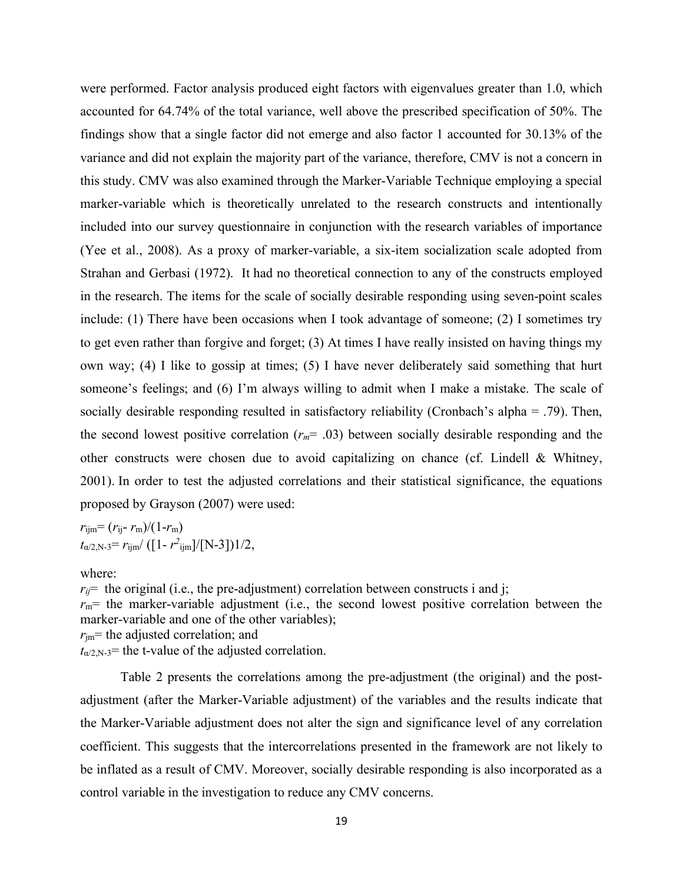were performed. Factor analysis produced eight factors with eigenvalues greater than 1.0, which accounted for 64.74% of the total variance, well above the prescribed specification of 50%. The findings show that a single factor did not emerge and also factor 1 accounted for 30.13% of the variance and did not explain the majority part of the variance, therefore, CMV is not a concern in this study. CMV was also examined through the Marker-Variable Technique employing a special marker-variable which is theoretically unrelated to the research constructs and intentionally included into our survey questionnaire in conjunction with the research variables of importance (Yee et al., 2008). As a proxy of marker-variable, a six-item socialization scale adopted from Strahan and Gerbasi (1972). It had no theoretical connection to any of the constructs employed in the research. The items for the scale of socially desirable responding using seven-point scales include: (1) There have been occasions when I took advantage of someone; (2) I sometimes try to get even rather than forgive and forget; (3) At times I have really insisted on having things my own way; (4) I like to gossip at times; (5) I have never deliberately said something that hurt someone's feelings; and (6) I'm always willing to admit when I make a mistake. The scale of socially desirable responding resulted in satisfactory reliability (Cronbach's alpha = .79). Then, the second lowest positive correlation ($r_m$= .03) between socially desirable responding and the other constructs were chosen due to avoid capitalizing on chance (cf. Lindell & Whitney, 2001). In order to test the adjusted correlations and their statistical significance, the equations proposed by Grayson (2007) were used:

$r_{ijm}= (r_{ij}- r_m)/(1-r_m)$

$t_{\alpha/2,N-3}= r_{ijm}/ ([1- r^2_{ijm}]/[N-3])1/2,$

where:

$r_{ij}$= the original (i.e., the pre-adjustment) correlation between constructs i and j;

$r_m$= the marker-variable adjustment (i.e., the second lowest positive correlation between the marker-variable and one of the other variables);

$r_{jm}$= the adjusted correlation; and

$t_{\alpha/2,N-3}$= the t-value of the adjusted correlation.

Table 2 presents the correlations among the pre-adjustment (the original) and the post-adjustment (after the Marker-Variable adjustment) of the variables and the results indicate that the Marker-Variable adjustment does not alter the sign and significance level of any correlation coefficient. This suggests that the intercorrelations presented in the framework are not likely to be inflated as a result of CMV. Moreover, socially desirable responding is also incorporated as a control variable in the investigation to reduce any CMV concerns.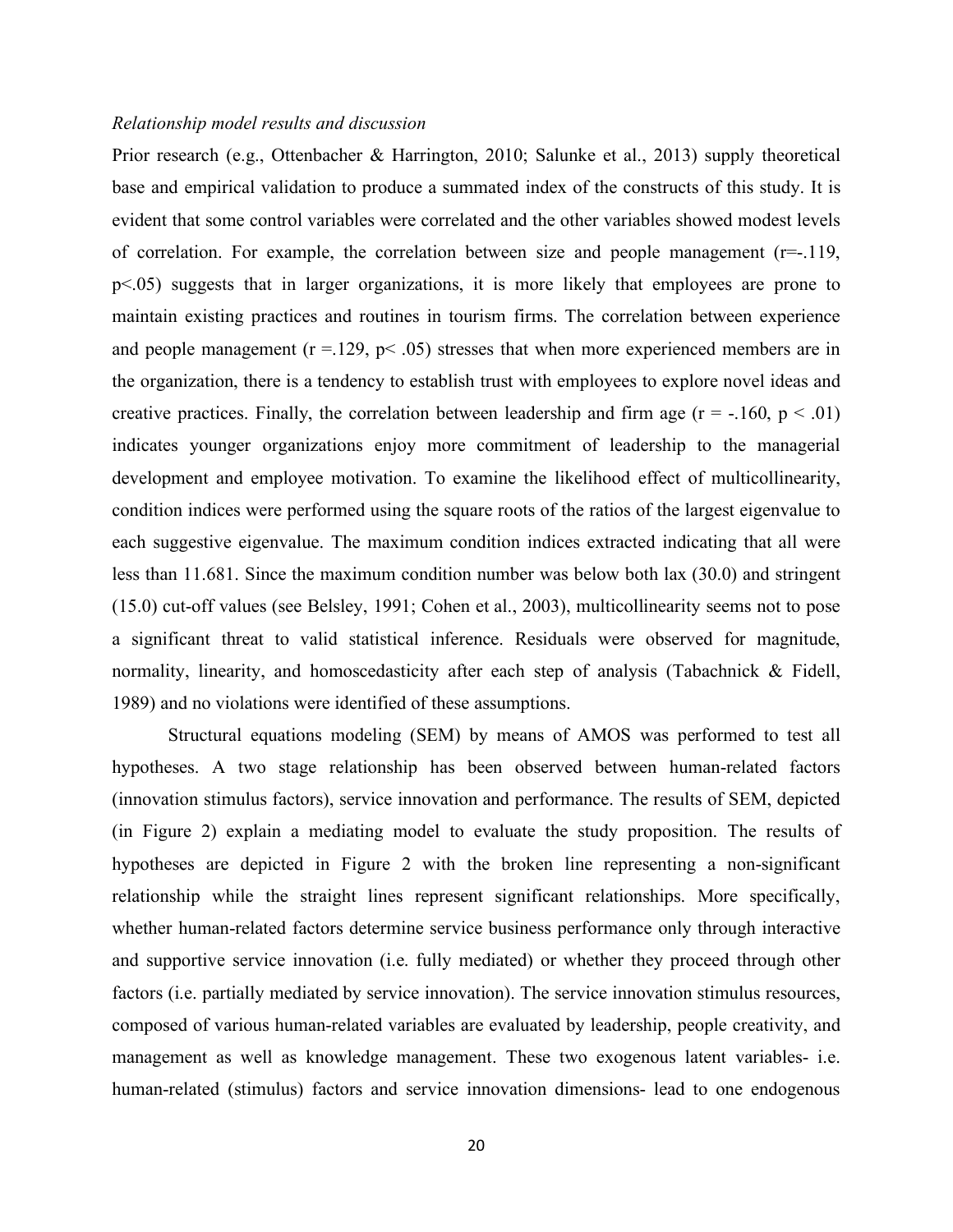*Relationship model results and discussion*

Prior research (e.g., Ottenbacher & Harrington, 2010; Salunke et al., 2013) supply theoretical base and empirical validation to produce a summated index of the constructs of this study. It is evident that some control variables were correlated and the other variables showed modest levels of correlation. For example, the correlation between size and people management ($r=-.119$, $p<.05$) suggests that in larger organizations, it is more likely that employees are prone to maintain existing practices and routines in tourism firms. The correlation between experience and people management ($r = .129$, $p < .05$) stresses that when more experienced members are in the organization, there is a tendency to establish trust with employees to explore novel ideas and creative practices. Finally, the correlation between leadership and firm age ($r = -.160$, $p < .01$) indicates younger organizations enjoy more commitment of leadership to the managerial development and employee motivation. To examine the likelihood effect of multicollinearity, condition indices were performed using the square roots of the ratios of the largest eigenvalue to each suggestive eigenvalue. The maximum condition indices extracted indicating that all were less than 11.681. Since the maximum condition number was below both lax (30.0) and stringent (15.0) cut-off values (see Belsley, 1991; Cohen et al., 2003), multicollinearity seems not to pose a significant threat to valid statistical inference. Residuals were observed for magnitude, normality, linearity, and homoscedasticity after each step of analysis (Tabachnick & Fidell, 1989) and no violations were identified of these assumptions.

Structural equations modeling (SEM) by means of AMOS was performed to test all hypotheses. A two stage relationship has been observed between human-related factors (innovation stimulus factors), service innovation and performance. The results of SEM, depicted (in Figure 2) explain a mediating model to evaluate the study proposition. The results of hypotheses are depicted in Figure 2 with the broken line representing a non-significant relationship while the straight lines represent significant relationships. More specifically, whether human-related factors determine service business performance only through interactive and supportive service innovation (i.e. fully mediated) or whether they proceed through other factors (i.e. partially mediated by service innovation). The service innovation stimulus resources, composed of various human-related variables are evaluated by leadership, people creativity, and management as well as knowledge management. These two exogenous latent variables- i.e. human-related (stimulus) factors and service innovation dimensions- lead to one endogenous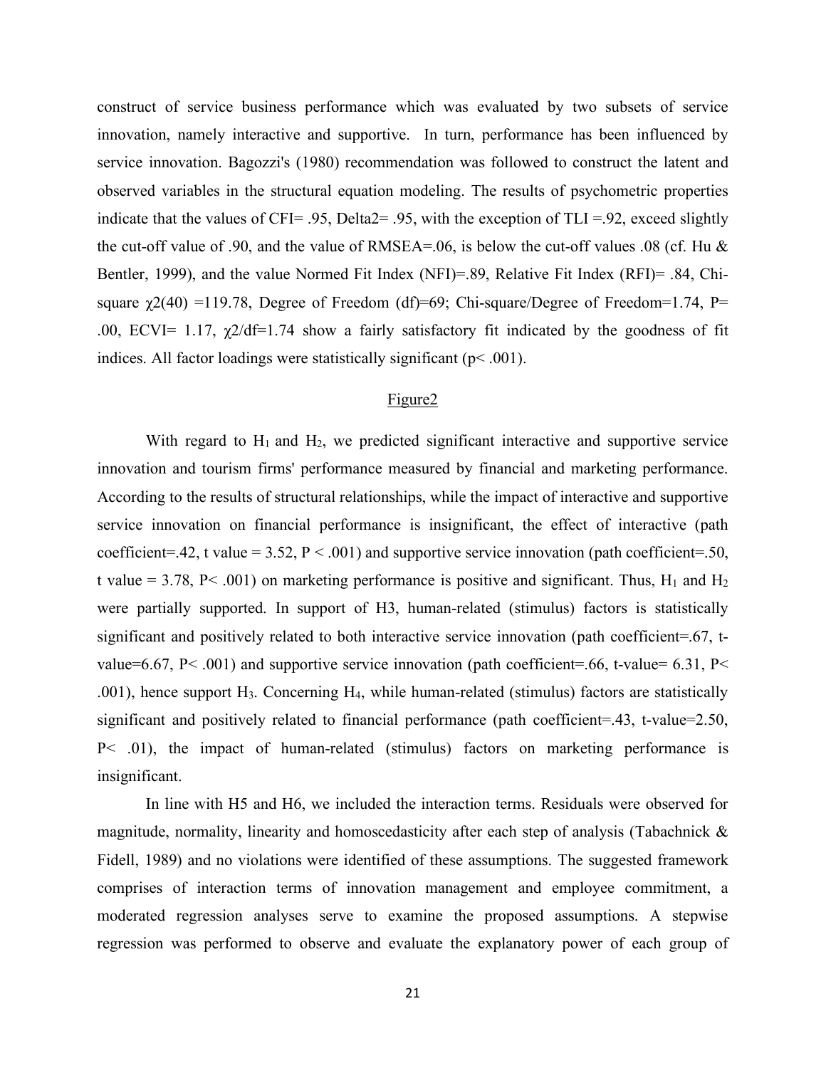construct of service business performance which was evaluated by two subsets of service innovation, namely interactive and supportive. In turn, performance has been influenced by service innovation. Bagozzi's (1980) recommendation was followed to construct the latent and observed variables in the structural equation modeling. The results of psychometric properties indicate that the values of CFI= .95, Delta2= .95, with the exception of TLI =.92, exceed slightly the cut-off value of .90, and the value of RMSEA=.06, is below the cut-off values .08 (cf. Hu & Bentler, 1999), and the value Normed Fit Index (NFI)=.89, Relative Fit Index (RFI)= .84, Chi-square $\chi2(40)$ =119.78, Degree of Freedom (df)=69; Chi-square/Degree of Freedom=1.74, P= .00, ECVI= 1.17, $\chi2/df$=1.74 show a fairly satisfactory fit indicated by the goodness of fit indices. All factor loadings were statistically significant ($p< .001$).

Figure2

With regard to $H_1$ and $H_2$, we predicted significant interactive and supportive service innovation and tourism firms' performance measured by financial and marketing performance. According to the results of structural relationships, while the impact of interactive and supportive service innovation on financial performance is insignificant, the effect of interactive (path coefficient=.42, t value = 3.52, $P < .001$) and supportive service innovation (path coefficient=.50, t value = 3.78, $P< .001$) on marketing performance is positive and significant. Thus, $H_1$ and $H_2$ were partially supported. In support of H3, human-related (stimulus) factors is statistically significant and positively related to both interactive service innovation (path coefficient=.67, t-value=6.67, $P< .001$) and supportive service innovation (path coefficient=.66, t-value= 6.31, $P< .001$), hence support $H_3$. Concerning $H_4$, while human-related (stimulus) factors are statistically significant and positively related to financial performance (path coefficient=.43, t-value=2.50, $P< .01$), the impact of human-related (stimulus) factors on marketing performance is insignificant.

In line with H5 and H6, we included the interaction terms. Residuals were observed for magnitude, normality, linearity and homoscedasticity after each step of analysis (Tabachnick & Fidell, 1989) and no violations were identified of these assumptions. The suggested framework comprises of interaction terms of innovation management and employee commitment, a moderated regression analyses serve to examine the proposed assumptions. A stepwise regression was performed to observe and evaluate the explanatory power of each group of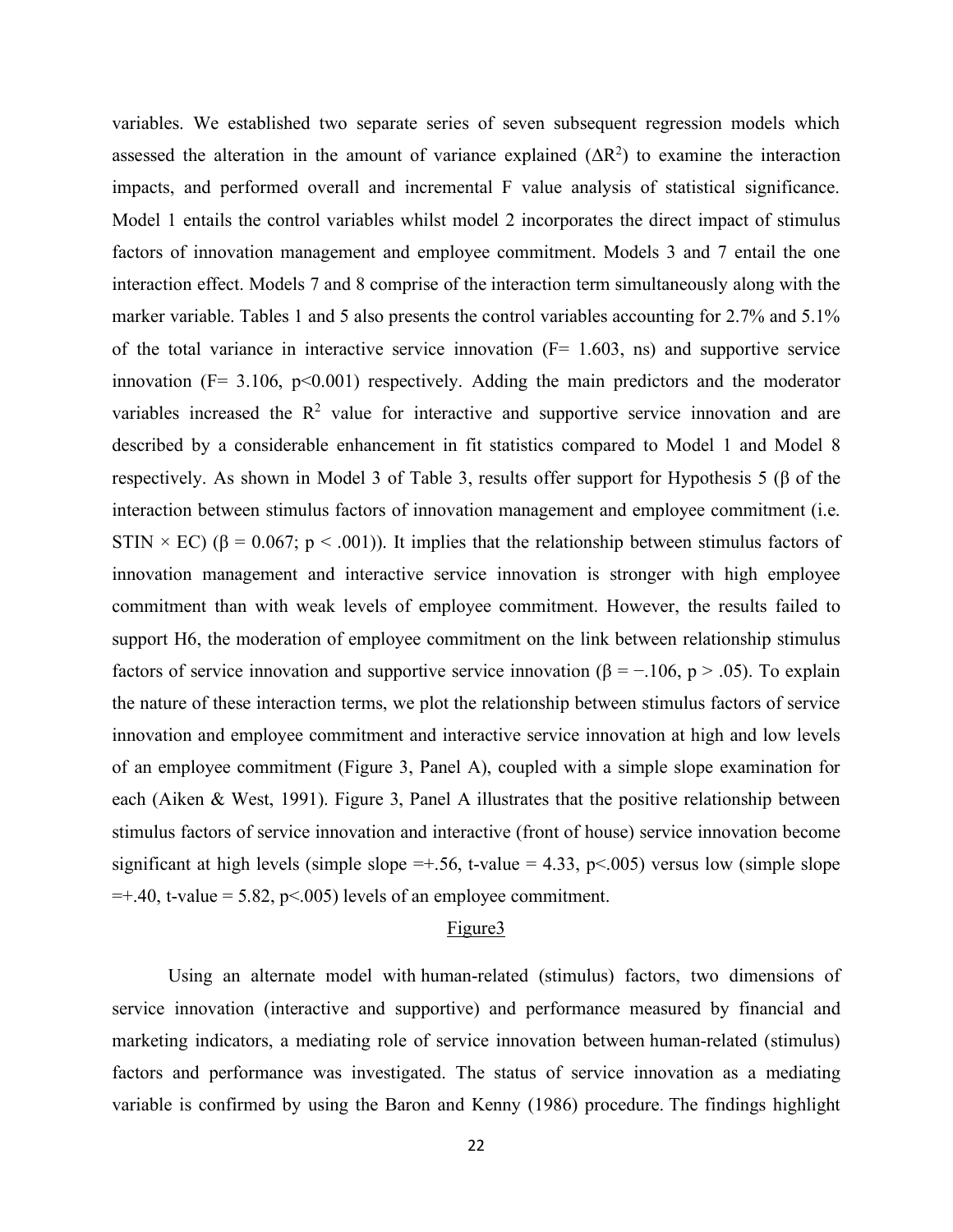variables. We established two separate series of seven subsequent regression models which assessed the alteration in the amount of variance explained ($\Delta R^2$) to examine the interaction impacts, and performed overall and incremental F value analysis of statistical significance. Model 1 entails the control variables whilst model 2 incorporates the direct impact of stimulus factors of innovation management and employee commitment. Models 3 and 7 entail the one interaction effect. Models 7 and 8 comprise of the interaction term simultaneously along with the marker variable. Tables 1 and 5 also presents the control variables accounting for 2.7% and 5.1% of the total variance in interactive service innovation (F= 1.603, ns) and supportive service innovation (F= 3.106, p<0.001) respectively. Adding the main predictors and the moderator variables increased the $R^2$ value for interactive and supportive service innovation and are described by a considerable enhancement in fit statistics compared to Model 1 and Model 8 respectively. As shown in Model 3 of Table 3, results offer support for Hypothesis 5 (β of the interaction between stimulus factors of innovation management and employee commitment (i.e. STIN × EC) ($\beta = 0.067$; $p < .001$)). It implies that the relationship between stimulus factors of innovation management and interactive service innovation is stronger with high employee commitment than with weak levels of employee commitment. However, the results failed to support H6, the moderation of employee commitment on the link between relationship stimulus factors of service innovation and supportive service innovation ($\beta = -.106$, $p > .05$). To explain the nature of these interaction terms, we plot the relationship between stimulus factors of service innovation and employee commitment and interactive service innovation at high and low levels of an employee commitment (Figure 3, Panel A), coupled with a simple slope examination for each (Aiken & West, 1991). Figure 3, Panel A illustrates that the positive relationship between stimulus factors of service innovation and interactive (front of house) service innovation become significant at high levels (simple slope =+.56, t-value = 4.33, p<.005) versus low (simple slope =+.40, t-value = 5.82, p<.005) levels of an employee commitment.

Figure3

Using an alternate model with human-related (stimulus) factors, two dimensions of service innovation (interactive and supportive) and performance measured by financial and marketing indicators, a mediating role of service innovation between human-related (stimulus) factors and performance was investigated. The status of service innovation as a mediating variable is confirmed by using the Baron and Kenny (1986) procedure. The findings highlight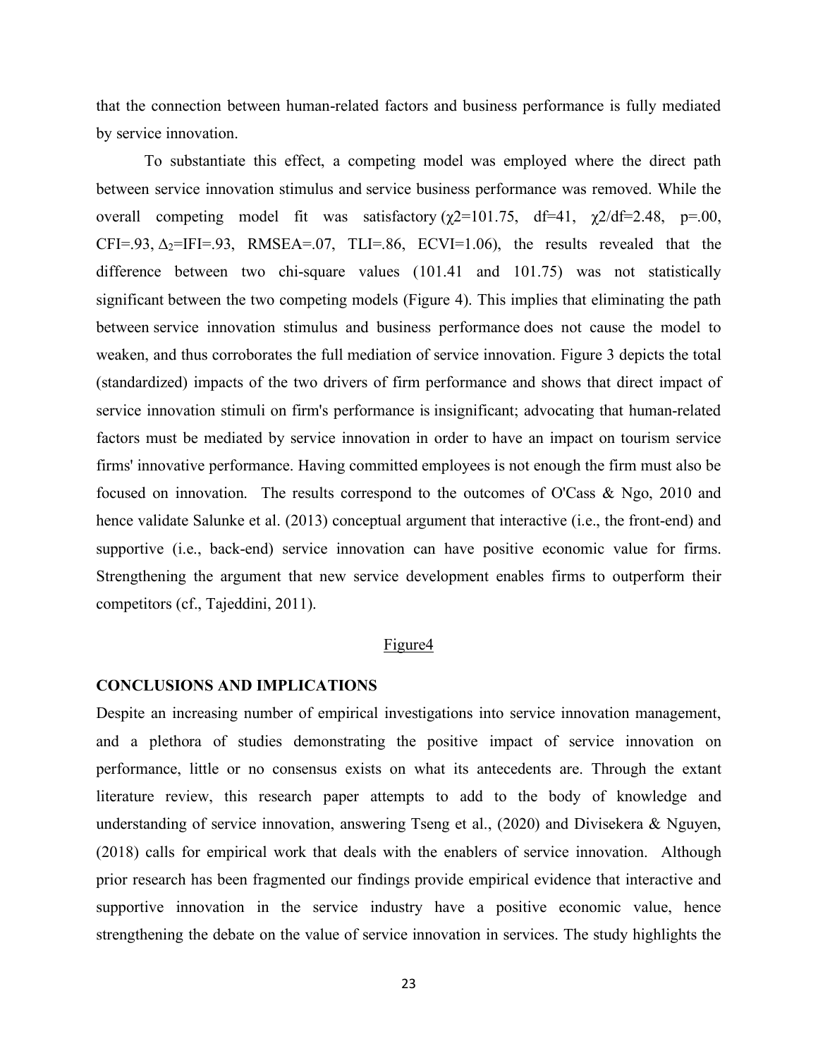that the connection between human-related factors and business performance is fully mediated by service innovation.

To substantiate this effect, a competing model was employed where the direct path between service innovation stimulus and service business performance was removed. While the overall competing model fit was satisfactory ($\chi 2$=101.75, df=41, $\chi 2$/df=2.48, p=.00, CFI=.93, $\Delta_2$=IFI=.93, RMSEA=.07, TLI=.86, ECVI=1.06), the results revealed that the difference between two chi-square values (101.41 and 101.75) was not statistically significant between the two competing models (Figure 4). This implies that eliminating the path between service innovation stimulus and business performance does not cause the model to weaken, and thus corroborates the full mediation of service innovation. Figure 3 depicts the total (standardized) impacts of the two drivers of firm performance and shows that direct impact of service innovation stimuli on firm's performance is insignificant; advocating that human-related factors must be mediated by service innovation in order to have an impact on tourism service firms' innovative performance. Having committed employees is not enough the firm must also be focused on innovation. The results correspond to the outcomes of O'Cass & Ngo, 2010 and hence validate Salunke et al. (2013) conceptual argument that interactive (i.e., the front-end) and supportive (i.e., back-end) service innovation can have positive economic value for firms. Strengthening the argument that new service development enables firms to outperform their competitors (cf., Tajeddini, 2011).

Figure4

## CONCLUSIONS AND IMPLICATIONS

Despite an increasing number of empirical investigations into service innovation management, and a plethora of studies demonstrating the positive impact of service innovation on performance, little or no consensus exists on what its antecedents are. Through the extant literature review, this research paper attempts to add to the body of knowledge and understanding of service innovation, answering Tseng et al., (2020) and Divisekera & Nguyen, (2018) calls for empirical work that deals with the enablers of service innovation. Although prior research has been fragmented our findings provide empirical evidence that interactive and supportive innovation in the service industry have a positive economic value, hence strengthening the debate on the value of service innovation in services. The study highlights the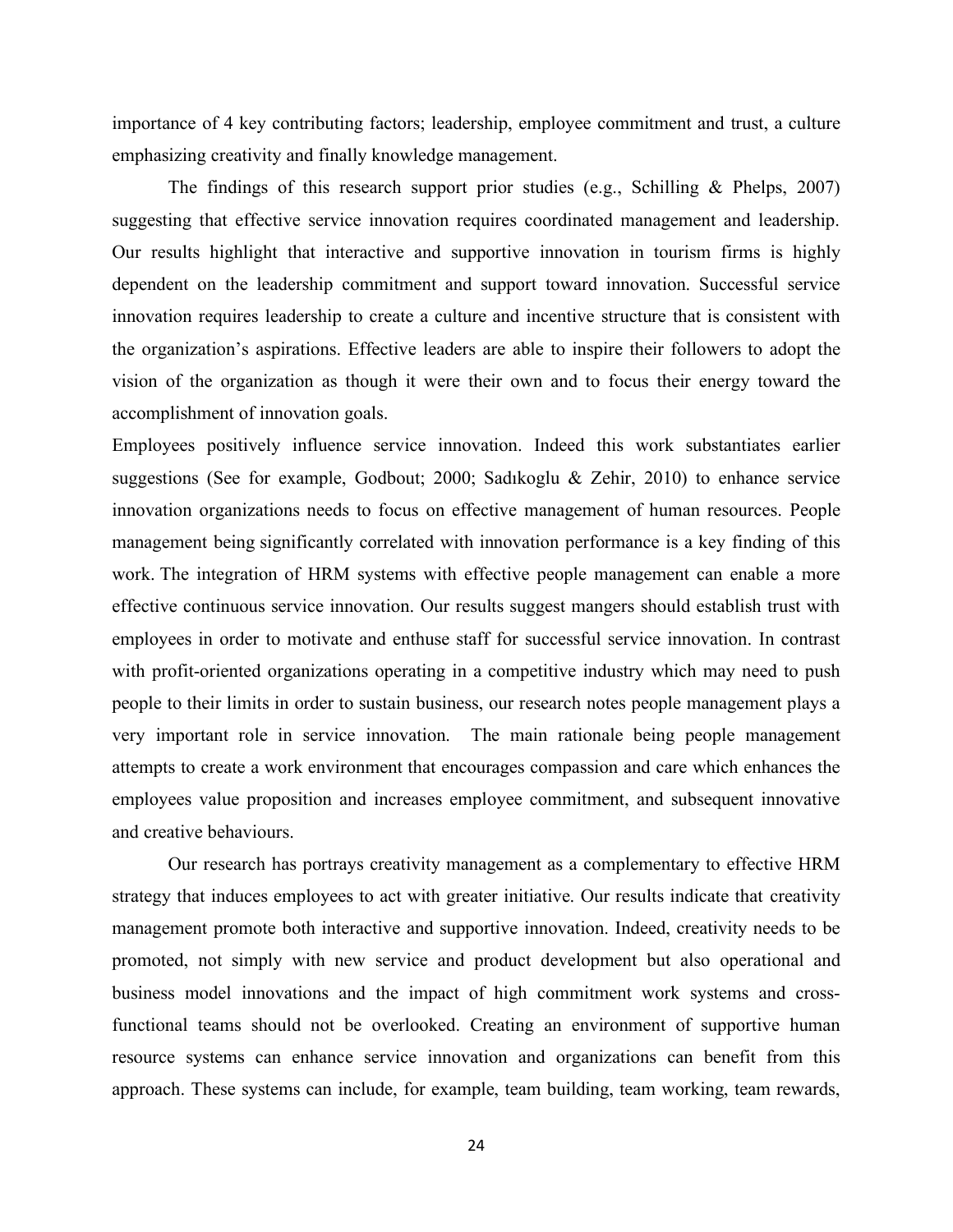importance of 4 key contributing factors; leadership, employee commitment and trust, a culture emphasizing creativity and finally knowledge management.

The findings of this research support prior studies (e.g., Schilling & Phelps, 2007) suggesting that effective service innovation requires coordinated management and leadership. Our results highlight that interactive and supportive innovation in tourism firms is highly dependent on the leadership commitment and support toward innovation. Successful service innovation requires leadership to create a culture and incentive structure that is consistent with the organization's aspirations. Effective leaders are able to inspire their followers to adopt the vision of the organization as though it were their own and to focus their energy toward the accomplishment of innovation goals.

Employees positively influence service innovation. Indeed this work substantiates earlier suggestions (See for example, Godbout; 2000; Sadıkoglu & Zehir, 2010) to enhance service innovation organizations needs to focus on effective management of human resources. People management being significantly correlated with innovation performance is a key finding of this work. The integration of HRM systems with effective people management can enable a more effective continuous service innovation. Our results suggest mangers should establish trust with employees in order to motivate and enthuse staff for successful service innovation. In contrast with profit-oriented organizations operating in a competitive industry which may need to push people to their limits in order to sustain business, our research notes people management plays a very important role in service innovation. The main rationale being people management attempts to create a work environment that encourages compassion and care which enhances the employees value proposition and increases employee commitment, and subsequent innovative and creative behaviours.

Our research has portrays creativity management as a complementary to effective HRM strategy that induces employees to act with greater initiative. Our results indicate that creativity management promote both interactive and supportive innovation. Indeed, creativity needs to be promoted, not simply with new service and product development but also operational and business model innovations and the impact of high commitment work systems and cross-functional teams should not be overlooked. Creating an environment of supportive human resource systems can enhance service innovation and organizations can benefit from this approach. These systems can include, for example, team building, team working, team rewards,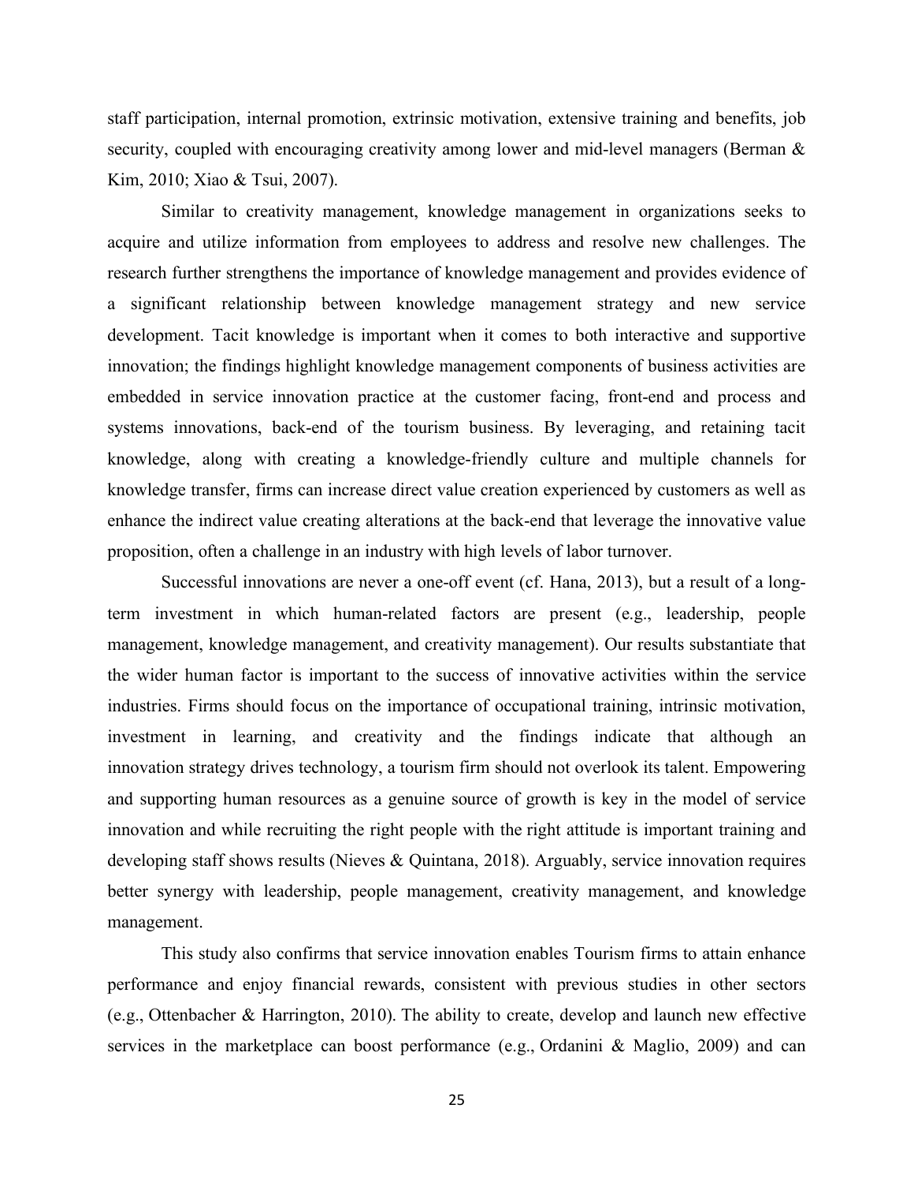staff participation, internal promotion, extrinsic motivation, extensive training and benefits, job security, coupled with encouraging creativity among lower and mid-level managers (Berman & Kim, 2010; Xiao & Tsui, 2007).

Similar to creativity management, knowledge management in organizations seeks to acquire and utilize information from employees to address and resolve new challenges. The research further strengthens the importance of knowledge management and provides evidence of a significant relationship between knowledge management strategy and new service development. Tacit knowledge is important when it comes to both interactive and supportive innovation; the findings highlight knowledge management components of business activities are embedded in service innovation practice at the customer facing, front-end and process and systems innovations, back-end of the tourism business. By leveraging, and retaining tacit knowledge, along with creating a knowledge-friendly culture and multiple channels for knowledge transfer, firms can increase direct value creation experienced by customers as well as enhance the indirect value creating alterations at the back-end that leverage the innovative value proposition, often a challenge in an industry with high levels of labor turnover.

Successful innovations are never a one-off event (cf. Hana, 2013), but a result of a long-term investment in which human-related factors are present (e.g., leadership, people management, knowledge management, and creativity management). Our results substantiate that the wider human factor is important to the success of innovative activities within the service industries. Firms should focus on the importance of occupational training, intrinsic motivation, investment in learning, and creativity and the findings indicate that although an innovation strategy drives technology, a tourism firm should not overlook its talent. Empowering and supporting human resources as a genuine source of growth is key in the model of service innovation and while recruiting the right people with the right attitude is important training and developing staff shows results (Nieves & Quintana, 2018). Arguably, service innovation requires better synergy with leadership, people management, creativity management, and knowledge management.

This study also confirms that service innovation enables Tourism firms to attain enhance performance and enjoy financial rewards, consistent with previous studies in other sectors (e.g., Ottenbacher & Harrington, 2010). The ability to create, develop and launch new effective services in the marketplace can boost performance (e.g., Ordanini & Maglio, 2009) and can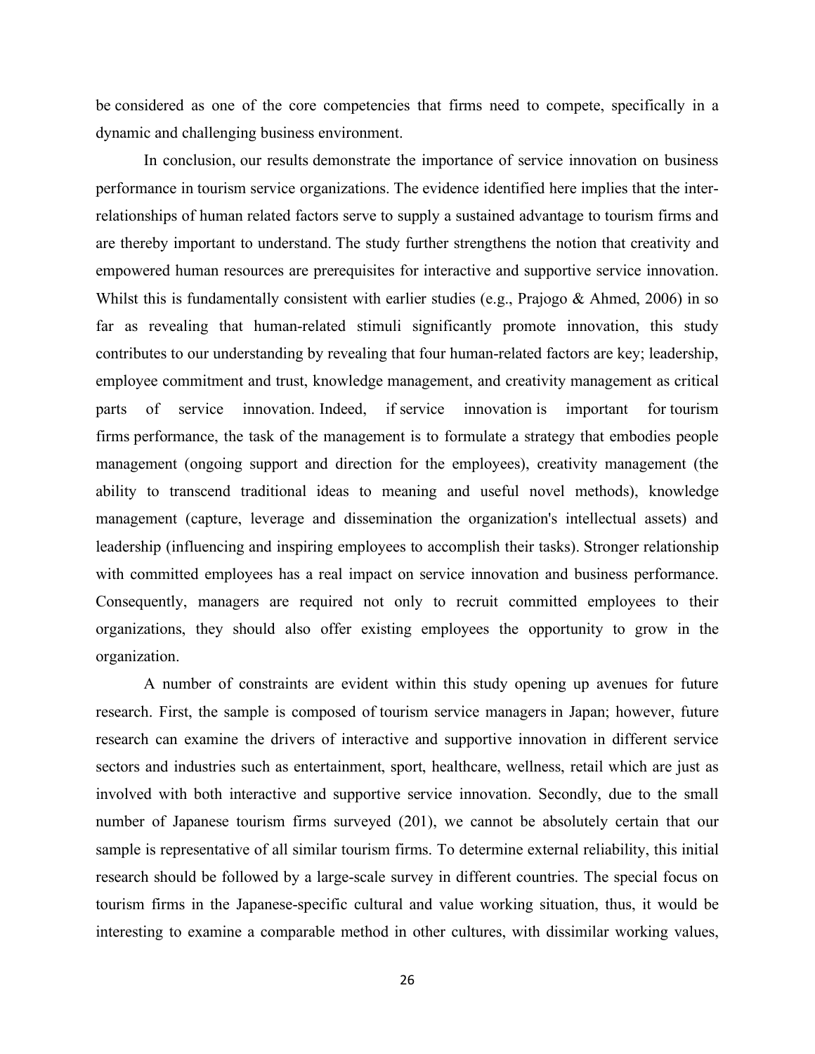be considered as one of the core competencies that firms need to compete, specifically in a dynamic and challenging business environment.

In conclusion, our results demonstrate the importance of service innovation on business performance in tourism service organizations. The evidence identified here implies that the inter-relationships of human related factors serve to supply a sustained advantage to tourism firms and are thereby important to understand. The study further strengthens the notion that creativity and empowered human resources are prerequisites for interactive and supportive service innovation. Whilst this is fundamentally consistent with earlier studies (e.g., Prajogo & Ahmed, 2006) in so far as revealing that human-related stimuli significantly promote innovation, this study contributes to our understanding by revealing that four human-related factors are key; leadership, employee commitment and trust, knowledge management, and creativity management as critical parts of service innovation. Indeed, if service innovation is important for tourism firms performance, the task of the management is to formulate a strategy that embodies people management (ongoing support and direction for the employees), creativity management (the ability to transcend traditional ideas to meaning and useful novel methods), knowledge management (capture, leverage and dissemination the organization's intellectual assets) and leadership (influencing and inspiring employees to accomplish their tasks). Stronger relationship with committed employees has a real impact on service innovation and business performance. Consequently, managers are required not only to recruit committed employees to their organizations, they should also offer existing employees the opportunity to grow in the organization.

A number of constraints are evident within this study opening up avenues for future research. First, the sample is composed of tourism service managers in Japan; however, future research can examine the drivers of interactive and supportive innovation in different service sectors and industries such as entertainment, sport, healthcare, wellness, retail which are just as involved with both interactive and supportive service innovation. Secondly, due to the small number of Japanese tourism firms surveyed (201), we cannot be absolutely certain that our sample is representative of all similar tourism firms. To determine external reliability, this initial research should be followed by a large-scale survey in different countries. The special focus on tourism firms in the Japanese-specific cultural and value working situation, thus, it would be interesting to examine a comparable method in other cultures, with dissimilar working values,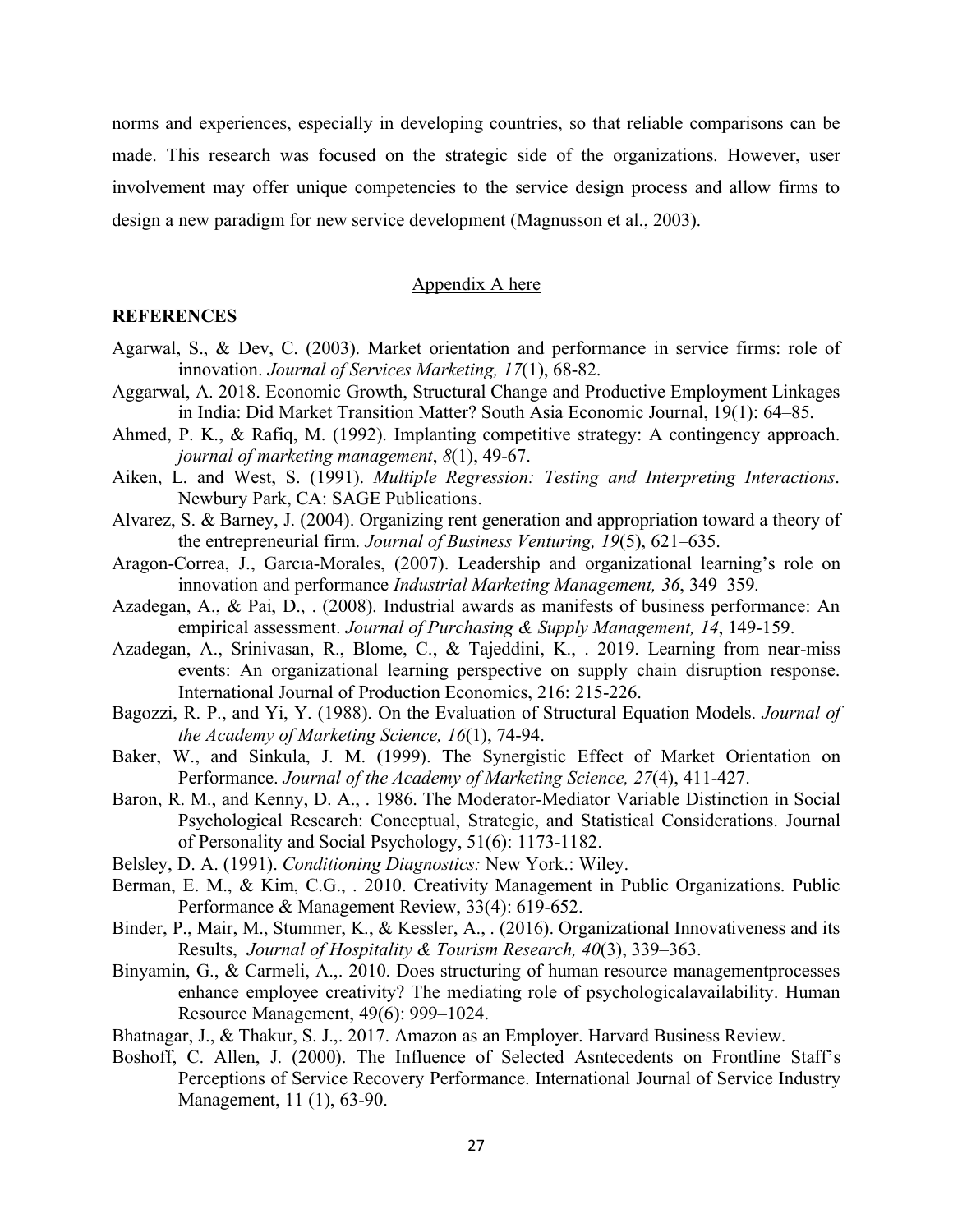norms and experiences, especially in developing countries, so that reliable comparisons can be made. This research was focused on the strategic side of the organizations. However, user involvement may offer unique competencies to the service design process and allow firms to design a new paradigm for new service development (Magnusson et al., 2003).

<u>Appendix A here</u>

## REFERENCES

Agarwal, S., & Dev, C. (2003). Market orientation and performance in service firms: role of innovation. *Journal of Services Marketing, 17*(1), 68-82.

Aggarwal, A. 2018. Economic Growth, Structural Change and Productive Employment Linkages in India: Did Market Transition Matter? South Asia Economic Journal, 19(1): 64–85.

Ahmed, P. K., & Rafiq, M. (1992). Implanting competitive strategy: A contingency approach. *journal of marketing management*, *8*(1), 49-67.

Aiken, L. and West, S. (1991). *Multiple Regression: Testing and Interpreting Interactions*. Newbury Park, CA: SAGE Publications.

Alvarez, S. & Barney, J. (2004). Organizing rent generation and appropriation toward a theory of the entrepreneurial firm. *Journal of Business Venturing, 19*(5), 621–635.

Aragon-Correa, J., Garcıa-Morales, (2007). Leadership and organizational learning's role on innovation and performance *Industrial Marketing Management, 36*, 349–359.

Azadegan, A., & Pai, D., . (2008). Industrial awards as manifests of business performance: An empirical assessment. *Journal of Purchasing & Supply Management, 14*, 149-159.

Azadegan, A., Srinivasan, R., Blome, C., & Tajeddini, K., . 2019. Learning from near-miss events: An organizational learning perspective on supply chain disruption response. International Journal of Production Economics, 216: 215-226.

Bagozzi, R. P., and Yi, Y. (1988). On the Evaluation of Structural Equation Models. *Journal of the Academy of Marketing Science, 16*(1), 74-94.

Baker, W., and Sinkula, J. M. (1999). The Synergistic Effect of Market Orientation on Performance. *Journal of the Academy of Marketing Science, 27*(4), 411-427.

Baron, R. M., and Kenny, D. A., . 1986. The Moderator-Mediator Variable Distinction in Social Psychological Research: Conceptual, Strategic, and Statistical Considerations. Journal of Personality and Social Psychology, 51(6): 1173-1182.

Belsley, D. A. (1991). *Conditioning Diagnostics:* New York.: Wiley.

Berman, E. M., & Kim, C.G., . 2010. Creativity Management in Public Organizations. Public Performance & Management Review, 33(4): 619-652.

Binder, P., Mair, M., Stummer, K., & Kessler, A., . (2016). Organizational Innovativeness and its Results, *Journal of Hospitality & Tourism Research, 40*(3), 339–363.

Binyamin, G., & Carmeli, A.,. 2010. Does structuring of human resource managementprocesses enhance employee creativity? The mediating role of psychologicalavailability. Human Resource Management, 49(6): 999–1024.

Bhatnagar, J., & Thakur, S. J.,. 2017. Amazon as an Employer. Harvard Business Review.

Boshoff, C. Allen, J. (2000). The Influence of Selected Asntecedents on Frontline Staff's Perceptions of Service Recovery Performance. International Journal of Service Industry Management, 11 (1), 63-90.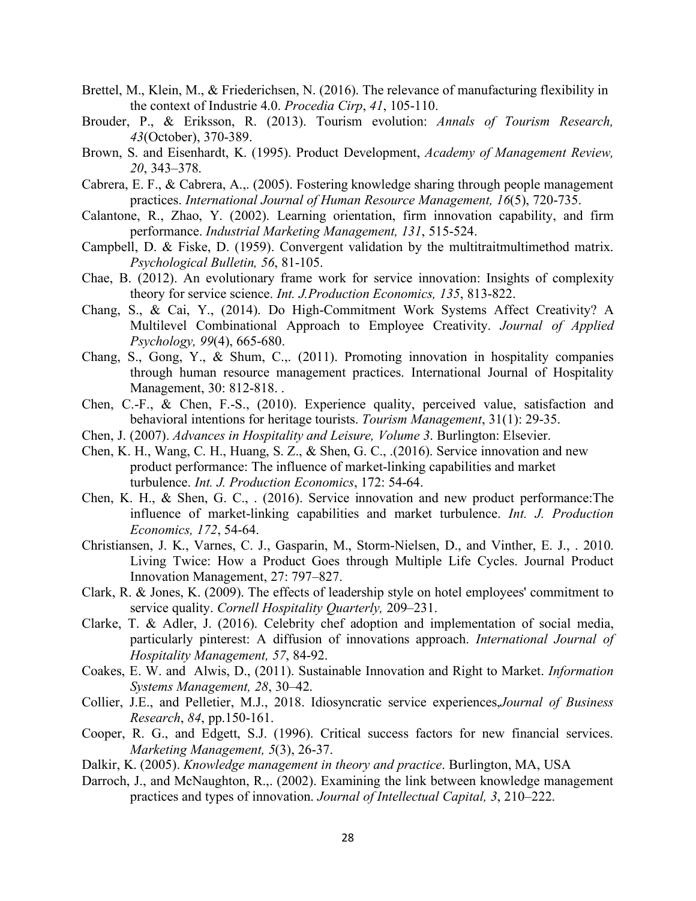Brettel, M., Klein, M., & Friederichsen, N. (2016). The relevance of manufacturing flexibility in the context of Industrie 4.0. *Procedia Cirp*, *41*, 105-110.

Brouder, P., & Eriksson, R. (2013). Tourism evolution: *Annals of Tourism Research, 43*(October), 370-389.

Brown, S. and Eisenhardt, K. (1995). Product Development, *Academy of Management Review, 20*, 343–378.

Cabrera, E. F., & Cabrera, A.,. (2005). Fostering knowledge sharing through people management practices. *International Journal of Human Resource Management, 16*(5), 720-735.

Calantone, R., Zhao, Y. (2002). Learning orientation, firm innovation capability, and firm performance. *Industrial Marketing Management, 131*, 515-524.

Campbell, D. & Fiske, D. (1959). Convergent validation by the multitraitmultimethod matrix. *Psychological Bulletin, 56*, 81-105.

Chae, B. (2012). An evolutionary frame work for service innovation: Insights of complexity theory for service science. *Int. J.Production Economics, 135*, 813-822.

Chang, S., & Cai, Y., (2014). Do High-Commitment Work Systems Affect Creativity? A Multilevel Combinational Approach to Employee Creativity. *Journal of Applied Psychology, 99*(4), 665-680.

Chang, S., Gong, Y., & Shum, C.,. (2011). Promoting innovation in hospitality companies through human resource management practices. International Journal of Hospitality Management, 30: 812-818. .

Chen, C.-F., & Chen, F.-S., (2010). Experience quality, perceived value, satisfaction and behavioral intentions for heritage tourists. *Tourism Management*, 31(1): 29-35.

Chen, J. (2007). *Advances in Hospitality and Leisure, Volume 3*. Burlington: Elsevier.

Chen, K. H., Wang, C. H., Huang, S. Z., & Shen, G. C., .(2016). Service innovation and new product performance: The influence of market-linking capabilities and market turbulence. *Int. J. Production Economics*, 172: 54-64.

Chen, K. H., & Shen, G. C., . (2016). Service innovation and new product performance:The influence of market-linking capabilities and market turbulence. *Int. J. Production Economics, 172*, 54-64.

Christiansen, J. K., Varnes, C. J., Gasparin, M., Storm-Nielsen, D., and Vinther, E. J., . 2010. Living Twice: How a Product Goes through Multiple Life Cycles. Journal Product Innovation Management, 27: 797–827.

Clark, R. & Jones, K. (2009). The effects of leadership style on hotel employees' commitment to service quality. *Cornell Hospitality Quarterly,* 209–231.

Clarke, T. & Adler, J. (2016). Celebrity chef adoption and implementation of social media, particularly pinterest: A diffusion of innovations approach. *International Journal of Hospitality Management, 57*, 84-92.

Coakes, E. W. and Alwis, D., (2011). Sustainable Innovation and Right to Market. *Information Systems Management, 28*, 30–42.

Collier, J.E., and Pelletier, M.J., 2018. Idiosyncratic service experiences,*Journal of Business Research*, *84*, pp.150-161.

Cooper, R. G., and Edgett, S.J. (1996). Critical success factors for new financial services. *Marketing Management, 5*(3), 26-37.

Dalkir, K. (2005). *Knowledge management in theory and practice*. Burlington, MA, USA

Darroch, J., and McNaughton, R.,. (2002). Examining the link between knowledge management practices and types of innovation. *Journal of Intellectual Capital, 3*, 210–222.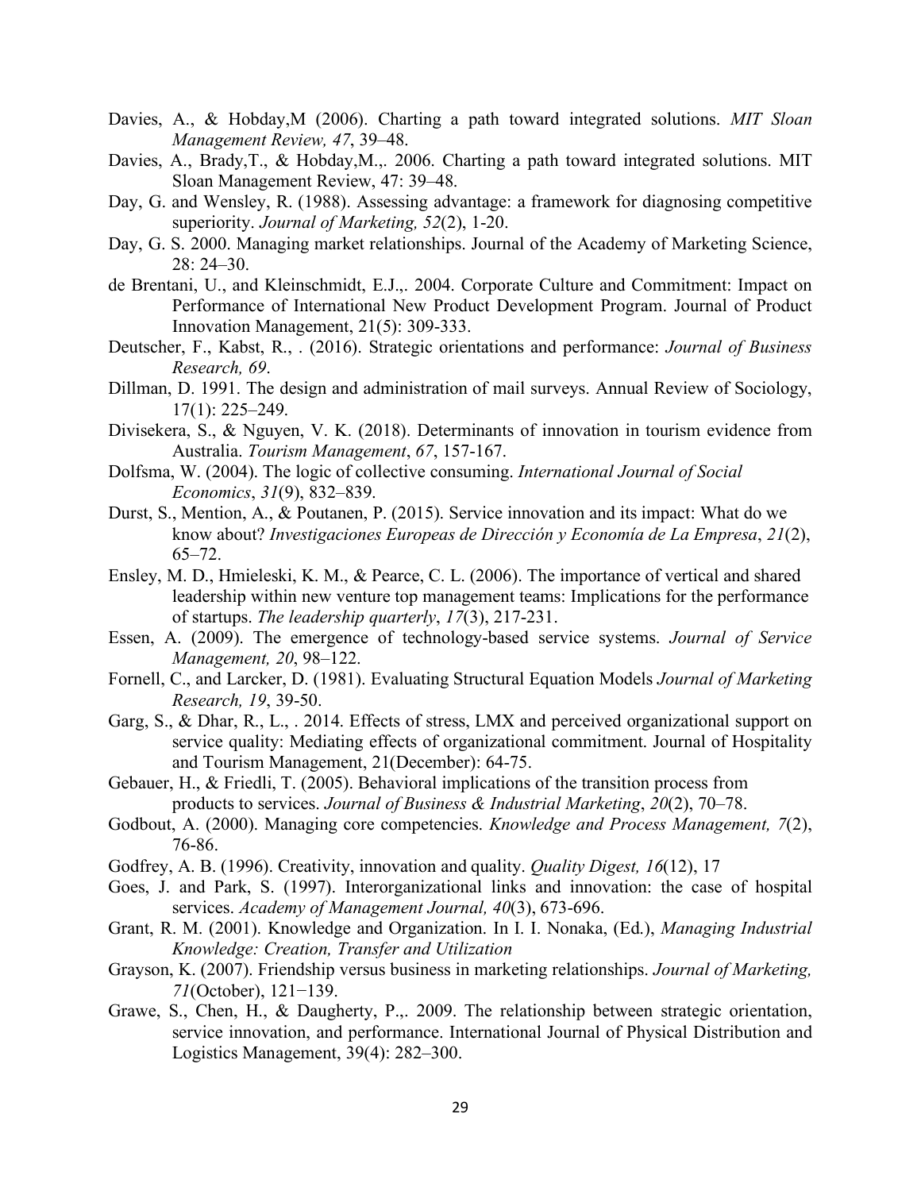Davies, A., & Hobday,M (2006). Charting a path toward integrated solutions. *MIT Sloan Management Review, 47*, 39–48.

Davies, A., Brady,T., & Hobday,M.,. 2006. Charting a path toward integrated solutions. MIT Sloan Management Review, 47: 39–48.

Day, G. and Wensley, R. (1988). Assessing advantage: a framework for diagnosing competitive superiority. *Journal of Marketing, 52*(2), 1-20.

Day, G. S. 2000. Managing market relationships. Journal of the Academy of Marketing Science, 28: 24–30.

de Brentani, U., and Kleinschmidt, E.J.,. 2004. Corporate Culture and Commitment: Impact on Performance of International New Product Development Program. Journal of Product Innovation Management, 21(5): 309-333.

Deutscher, F., Kabst, R., . (2016). Strategic orientations and performance: *Journal of Business Research, 69*.

Dillman, D. 1991. The design and administration of mail surveys. Annual Review of Sociology, 17(1): 225–249.

Divisekera, S., & Nguyen, V. K. (2018). Determinants of innovation in tourism evidence from Australia. *Tourism Management*, *67*, 157-167.

Dolfsma, W. (2004). The logic of collective consuming. *International Journal of Social Economics*, *31*(9), 832–839.

Durst, S., Mention, A., & Poutanen, P. (2015). Service innovation and its impact: What do we know about? *Investigaciones Europeas de Dirección y Economía de La Empresa*, *21*(2), 65–72.

Ensley, M. D., Hmieleski, K. M., & Pearce, C. L. (2006). The importance of vertical and shared leadership within new venture top management teams: Implications for the performance of startups. *The leadership quarterly*, *17*(3), 217-231.

Essen, A. (2009). The emergence of technology-based service systems. *Journal of Service Management, 20*, 98–122.

Fornell, C., and Larcker, D. (1981). Evaluating Structural Equation Models *Journal of Marketing Research, 19*, 39-50.

Garg, S., & Dhar, R., L., . 2014. Effects of stress, LMX and perceived organizational support on service quality: Mediating effects of organizational commitment. Journal of Hospitality and Tourism Management, 21(December): 64-75.

Gebauer, H., & Friedli, T. (2005). Behavioral implications of the transition process from products to services. *Journal of Business & Industrial Marketing*, *20*(2), 70–78.

Godbout, A. (2000). Managing core competencies. *Knowledge and Process Management, 7*(2), 76-86.

Godfrey, A. B. (1996). Creativity, innovation and quality. *Quality Digest, 16*(12), 17

Goes, J. and Park, S. (1997). Interorganizational links and innovation: the case of hospital services. *Academy of Management Journal, 40*(3), 673-696.

Grant, R. M. (2001). Knowledge and Organization. In I. I. Nonaka, (Ed.), *Managing Industrial Knowledge: Creation, Transfer and Utilization*

Grayson, K. (2007). Friendship versus business in marketing relationships. *Journal of Marketing, 71*(October), 121−139.

Grawe, S., Chen, H., & Daugherty, P.,. 2009. The relationship between strategic orientation, service innovation, and performance. International Journal of Physical Distribution and Logistics Management, 39(4): 282–300.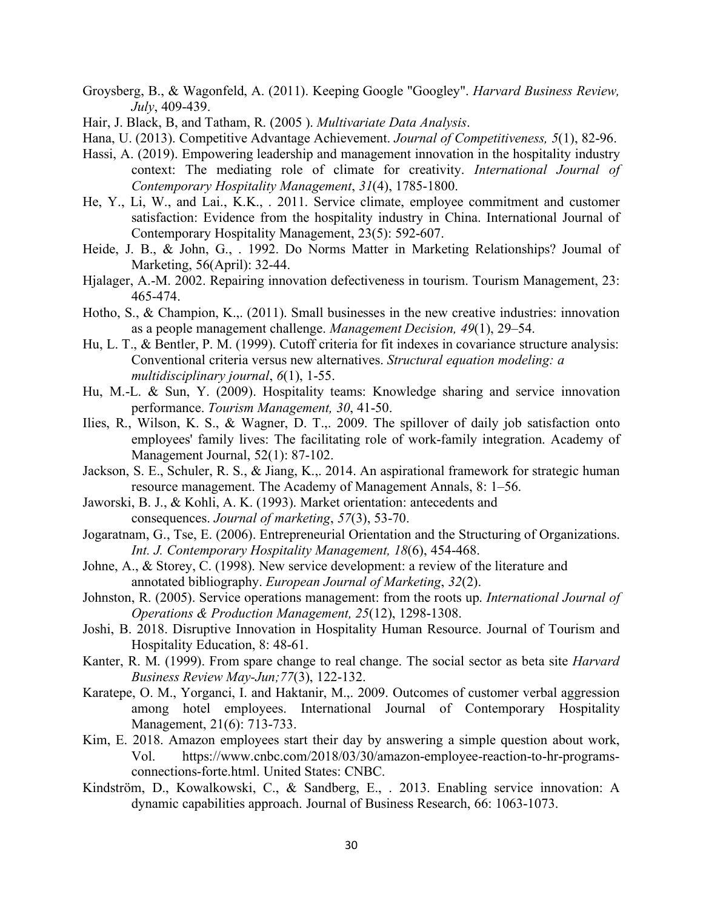Groysberg, B., & Wagonfeld, A. (2011). Keeping Google "Googley". *Harvard Business Review, July*, 409-439.

Hair, J. Black, B, and Tatham, R. (2005 ). *Multivariate Data Analysis*.

Hana, U. (2013). Competitive Advantage Achievement. *Journal of Competitiveness, 5*(1), 82-96.

Hassi, A. (2019). Empowering leadership and management innovation in the hospitality industry context: The mediating role of climate for creativity. *International Journal of Contemporary Hospitality Management*, *31*(4), 1785-1800.

He, Y., Li, W., and Lai., K.K., . 2011. Service climate, employee commitment and customer satisfaction: Evidence from the hospitality industry in China. International Journal of Contemporary Hospitality Management, 23(5): 592-607.

Heide, J. B., & John, G., . 1992. Do Norms Matter in Marketing Relationships? Joumal of Marketing, 56(April): 32-44.

Hjalager, A.-M. 2002. Repairing innovation defectiveness in tourism. Tourism Management, 23: 465-474.

Hotho, S., & Champion, K.,. (2011). Small businesses in the new creative industries: innovation as a people management challenge. *Management Decision, 49*(1), 29–54.

Hu, L. T., & Bentler, P. M. (1999). Cutoff criteria for fit indexes in covariance structure analysis: Conventional criteria versus new alternatives. *Structural equation modeling: a multidisciplinary journal*, *6*(1), 1-55.

Hu, M.-L. & Sun, Y. (2009). Hospitality teams: Knowledge sharing and service innovation performance. *Tourism Management, 30*, 41-50.

Ilies, R., Wilson, K. S., & Wagner, D. T.,. 2009. The spillover of daily job satisfaction onto employees' family lives: The facilitating role of work-family integration. Academy of Management Journal, 52(1): 87-102.

Jackson, S. E., Schuler, R. S., & Jiang, K.,. 2014. An aspirational framework for strategic human resource management. The Academy of Management Annals, 8: 1–56.

Jaworski, B. J., & Kohli, A. K. (1993). Market orientation: antecedents and consequences. *Journal of marketing*, *57*(3), 53-70.

Jogaratnam, G., Tse, E. (2006). Entrepreneurial Orientation and the Structuring of Organizations. *Int. J. Contemporary Hospitality Management, 18*(6), 454-468.

Johne, A., & Storey, C. (1998). New service development: a review of the literature and annotated bibliography. *European Journal of Marketing*, *32*(2).

Johnston, R. (2005). Service operations management: from the roots up. *International Journal of Operations & Production Management, 25*(12), 1298-1308.

Joshi, B. 2018. Disruptive Innovation in Hospitality Human Resource. Journal of Tourism and Hospitality Education, 8: 48-61.

Kanter, R. M. (1999). From spare change to real change. The social sector as beta site *Harvard Business Review May-Jun;77*(3), 122-132.

Karatepe, O. M., Yorganci, I. and Haktanir, M.,. 2009. Outcomes of customer verbal aggression among hotel employees. International Journal of Contemporary Hospitality Management, 21(6): 713-733.

Kim, E. 2018. Amazon employees start their day by answering a simple question about work, Vol. https://www.cnbc.com/2018/03/30/amazon-employee-reaction-to-hr-programs-connections-forte.html. United States: CNBC.

Kindström, D., Kowalkowski, C., & Sandberg, E., . 2013. Enabling service innovation: A dynamic capabilities approach. Journal of Business Research, 66: 1063-1073.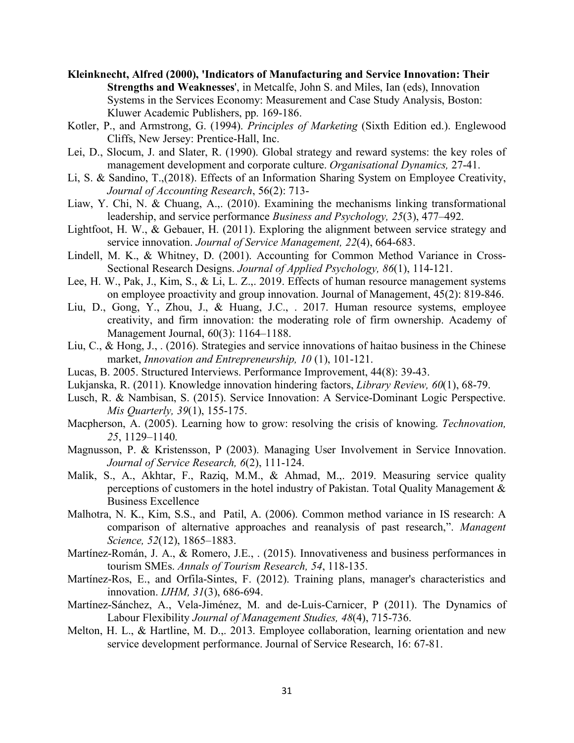**Kleinknecht, Alfred (2000), 'Indicators of Manufacturing and Service Innovation: Their Strengths and Weaknesses'**, in Metcalfe, John S. and Miles, Ian (eds), Innovation Systems in the Services Economy: Measurement and Case Study Analysis, Boston: Kluwer Academic Publishers, pp. 169-186.

Kotler, P., and Armstrong, G. (1994). *Principles of Marketing* (Sixth Edition ed.). Englewood Cliffs, New Jersey: Prentice-Hall, Inc.

Lei, D., Slocum, J. and Slater, R. (1990). Global strategy and reward systems: the key roles of management development and corporate culture. *Organisational Dynamics,* 27-41.

Li, S. & Sandino, T.,(2018). Effects of an Information Sharing System on Employee Creativity, *Journal of Accounting Research*, 56(2): 713-

Liaw, Y. Chi, N. & Chuang, A.,. (2010). Examining the mechanisms linking transformational leadership, and service performance *Business and Psychology, 25*(3), 477–492.

Lightfoot, H. W., & Gebauer, H. (2011). Exploring the alignment between service strategy and service innovation. *Journal of Service Management, 22*(4), 664-683.

Lindell, M. K., & Whitney, D. (2001). Accounting for Common Method Variance in Cross-Sectional Research Designs. *Journal of Applied Psychology, 86*(1), 114-121.

Lee, H. W., Pak, J., Kim, S., & Li, L. Z.,. 2019. Effects of human resource management systems on employee proactivity and group innovation. Journal of Management, 45(2): 819-846.

Liu, D., Gong, Y., Zhou, J., & Huang, J.C., . 2017. Human resource systems, employee creativity, and firm innovation: the moderating role of firm ownership. Academy of Management Journal, 60(3): 1164–1188.

Liu, C., & Hong, J., . (2016). Strategies and service innovations of haitao business in the Chinese market, *Innovation and Entrepreneurship, 10* (1), 101-121.

Lucas, B. 2005. Structured Interviews. Performance Improvement, 44(8): 39-43.

Lukjanska, R. (2011). Knowledge innovation hindering factors, *Library Review, 60*(1), 68-79.

Lusch, R. & Nambisan, S. (2015). Service Innovation: A Service-Dominant Logic Perspective. *Mis Quarterly, 39*(1), 155-175.

Macpherson, A. (2005). Learning how to grow: resolving the crisis of knowing. *Technovation, 25*, 1129–1140.

Magnusson, P. & Kristensson, P (2003). Managing User Involvement in Service Innovation. *Journal of Service Research, 6*(2), 111-124.

Malik, S., A., Akhtar, F., Raziq, M.M., & Ahmad, M.,. 2019. Measuring service quality perceptions of customers in the hotel industry of Pakistan. Total Quality Management & Business Excellence

Malhotra, N. K., Kim, S.S., and Patil, A. (2006). Common method variance in IS research: A comparison of alternative approaches and reanalysis of past research,". *Managent Science, 52*(12), 1865–1883.

Martínez-Román, J. A., & Romero, J.E., . (2015). Innovativeness and business performances in tourism SMEs. *Annals of Tourism Research, 54*, 118-135.

Martínez-Ros, E., and Orfila-Sintes, F. (2012). Training plans, manager's characteristics and innovation. *IJHM, 31*(3), 686-694.

Martínez-Sánchez, A., Vela-Jiménez, M. and de-Luis-Carnicer, P (2011). The Dynamics of Labour Flexibility *Journal of Management Studies, 48*(4), 715-736.

Melton, H. L., & Hartline, M. D.,. 2013. Employee collaboration, learning orientation and new service development performance. Journal of Service Research, 16: 67-81.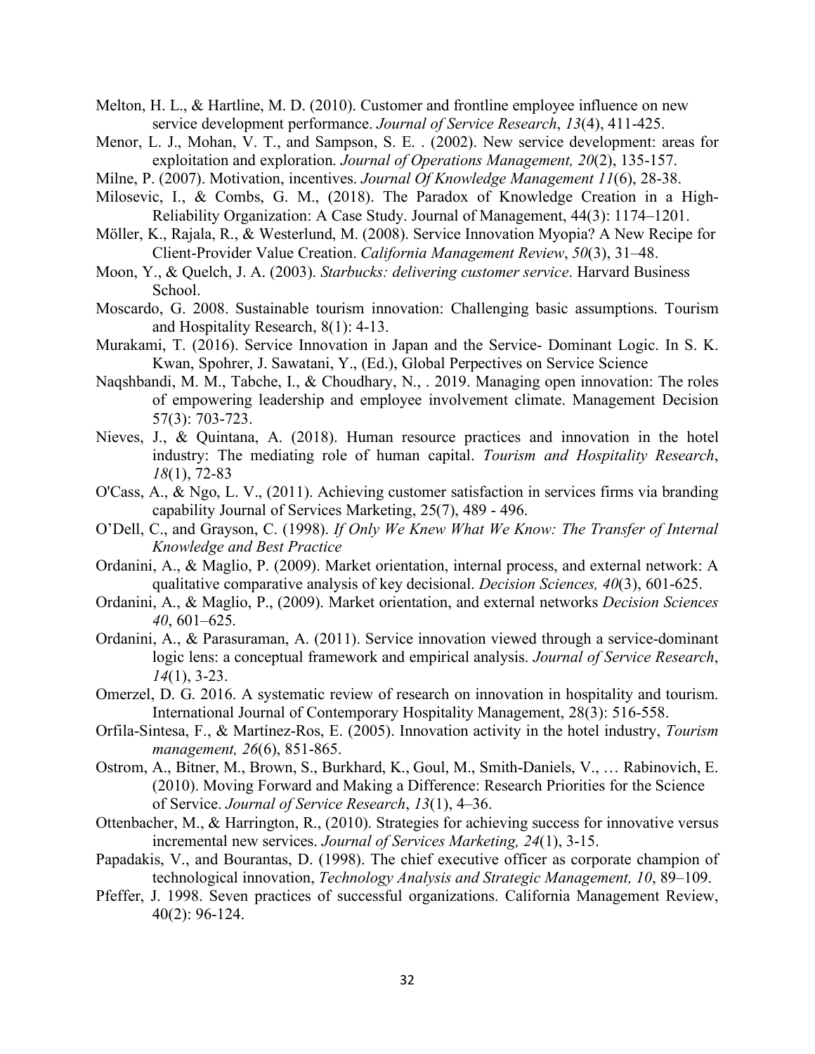Melton, H. L., & Hartline, M. D. (2010). Customer and frontline employee influence on new service development performance. *Journal of Service Research*, *13*(4), 411-425.

Menor, L. J., Mohan, V. T., and Sampson, S. E. . (2002). New service development: areas for exploitation and exploration. *Journal of Operations Management, 20*(2), 135-157.

Milne, P. (2007). Motivation, incentives. *Journal Of Knowledge Management 11*(6), 28-38.

Milosevic, I., & Combs, G. M., (2018). The Paradox of Knowledge Creation in a High-Reliability Organization: A Case Study. Journal of Management, 44(3): 1174–1201.

Möller, K., Rajala, R., & Westerlund, M. (2008). Service Innovation Myopia? A New Recipe for Client-Provider Value Creation. *California Management Review*, *50*(3), 31–48.

Moon, Y., & Quelch, J. A. (2003). *Starbucks: delivering customer service*. Harvard Business School.

Moscardo, G. 2008. Sustainable tourism innovation: Challenging basic assumptions. Tourism and Hospitality Research, 8(1): 4-13.

Murakami, T. (2016). Service Innovation in Japan and the Service- Dominant Logic. In S. K. Kwan, Spohrer, J. Sawatani, Y., (Ed.), Global Perpectives on Service Science

Naqshbandi, M. M., Tabche, I., & Choudhary, N., . 2019. Managing open innovation: The roles of empowering leadership and employee involvement climate. Management Decision 57(3): 703-723.

Nieves, J., & Quintana, A. (2018). Human resource practices and innovation in the hotel industry: The mediating role of human capital. *Tourism and Hospitality Research*, *18*(1), 72-83

O'Cass, A., & Ngo, L. V., (2011). Achieving customer satisfaction in services firms via branding capability Journal of Services Marketing, 25(7), 489 - 496.

O'Dell, C., and Grayson, C. (1998). *If Only We Knew What We Know: The Transfer of Internal Knowledge and Best Practice*

Ordanini, A., & Maglio, P. (2009). Market orientation, internal process, and external network: A qualitative comparative analysis of key decisional. *Decision Sciences, 40*(3), 601-625.

Ordanini, A., & Maglio, P., (2009). Market orientation, and external networks *Decision Sciences 40*, 601–625.

Ordanini, A., & Parasuraman, A. (2011). Service innovation viewed through a service-dominant logic lens: a conceptual framework and empirical analysis. *Journal of Service Research*, *14*(1), 3-23.

Omerzel, D. G. 2016. A systematic review of research on innovation in hospitality and tourism. International Journal of Contemporary Hospitality Management, 28(3): 516-558.

Orfila-Sintesa, F., & Martínez-Ros, E. (2005). Innovation activity in the hotel industry, *Tourism management, 26*(6), 851-865.

Ostrom, A., Bitner, M., Brown, S., Burkhard, K., Goul, M., Smith-Daniels, V., … Rabinovich, E. (2010). Moving Forward and Making a Difference: Research Priorities for the Science of Service. *Journal of Service Research*, *13*(1), 4–36.

Ottenbacher, M., & Harrington, R., (2010). Strategies for achieving success for innovative versus incremental new services. *Journal of Services Marketing, 24*(1), 3-15.

Papadakis, V., and Bourantas, D. (1998). The chief executive officer as corporate champion of technological innovation, *Technology Analysis and Strategic Management, 10*, 89–109.

Pfeffer, J. 1998. Seven practices of successful organizations. California Management Review, 40(2): 96-124.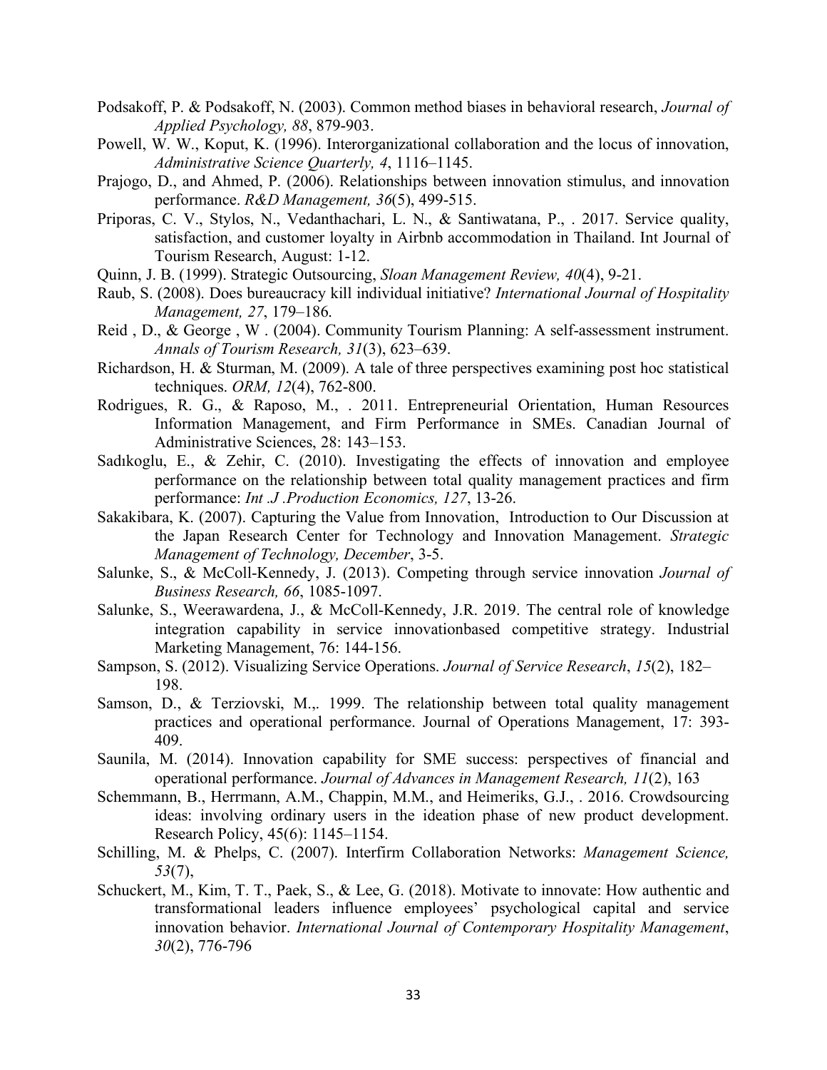Podsakoff, P. & Podsakoff, N. (2003). Common method biases in behavioral research, *Journal of Applied Psychology, 88*, 879-903.

Powell, W. W., Koput, K. (1996). Interorganizational collaboration and the locus of innovation, *Administrative Science Quarterly, 4*, 1116–1145.

Prajogo, D., and Ahmed, P. (2006). Relationships between innovation stimulus, and innovation performance. *R&D Management, 36*(5), 499-515.

Priporas, C. V., Stylos, N., Vedanthachari, L. N., & Santiwatana, P., . 2017. Service quality, satisfaction, and customer loyalty in Airbnb accommodation in Thailand. Int Journal of Tourism Research, August: 1-12.

Quinn, J. B. (1999). Strategic Outsourcing, *Sloan Management Review, 40*(4), 9-21.

Raub, S. (2008). Does bureaucracy kill individual initiative? *International Journal of Hospitality Management, 27*, 179–186.

Reid , D., & George , W . (2004). Community Tourism Planning: A self-assessment instrument. *Annals of Tourism Research, 31*(3), 623–639.

Richardson, H. & Sturman, M. (2009). A tale of three perspectives examining post hoc statistical techniques. *ORM, 12*(4), 762-800.

Rodrigues, R. G., & Raposo, M., . 2011. Entrepreneurial Orientation, Human Resources Information Management, and Firm Performance in SMEs. Canadian Journal of Administrative Sciences, 28: 143–153.

Sadıkoglu, E., & Zehir, C. (2010). Investigating the effects of innovation and employee performance on the relationship between total quality management practices and firm performance: *Int .J .Production Economics, 127*, 13-26.

Sakakibara, K. (2007). Capturing the Value from Innovation, Introduction to Our Discussion at the Japan Research Center for Technology and Innovation Management. *Strategic Management of Technology, December*, 3-5.

Salunke, S., & McColl-Kennedy, J. (2013). Competing through service innovation *Journal of Business Research, 66*, 1085-1097.

Salunke, S., Weerawardena, J., & McColl-Kennedy, J.R. 2019. The central role of knowledge integration capability in service innovationbased competitive strategy. Industrial Marketing Management, 76: 144-156.

Sampson, S. (2012). Visualizing Service Operations. *Journal of Service Research*, *15*(2), 182–198.

Samson, D., & Terziovski, M.,. 1999. The relationship between total quality management practices and operational performance. Journal of Operations Management, 17: 393-409.

Saunila, M. (2014). Innovation capability for SME success: perspectives of financial and operational performance. *Journal of Advances in Management Research, 11*(2), 163

Schemmann, B., Herrmann, A.M., Chappin, M.M., and Heimeriks, G.J., . 2016. Crowdsourcing ideas: involving ordinary users in the ideation phase of new product development. Research Policy, 45(6): 1145–1154.

Schilling, M. & Phelps, C. (2007). Interfirm Collaboration Networks: *Management Science, 53*(7),

Schuckert, M., Kim, T. T., Paek, S., & Lee, G. (2018). Motivate to innovate: How authentic and transformational leaders influence employees' psychological capital and service innovation behavior. *International Journal of Contemporary Hospitality Management*, *30*(2), 776-796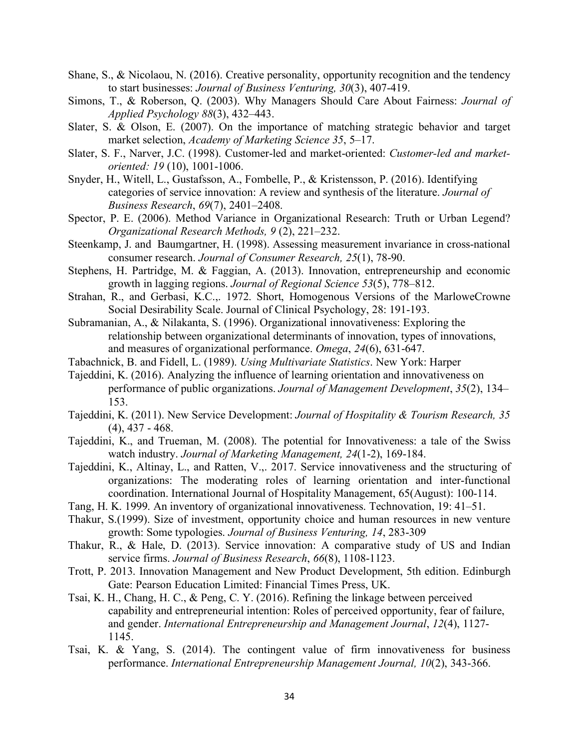Shane, S., & Nicolaou, N. (2016). Creative personality, opportunity recognition and the tendency to start businesses: *Journal of Business Venturing, 30*(3), 407-419.

Simons, T., & Roberson, Q. (2003). Why Managers Should Care About Fairness: *Journal of Applied Psychology 88*(3), 432–443.

Slater, S. & Olson, E. (2007). On the importance of matching strategic behavior and target market selection, *Academy of Marketing Science 35*, 5–17.

Slater, S. F., Narver, J.C. (1998). Customer-led and market-oriented: *Customer-led and market-oriented: 19* (10), 1001-1006.

Snyder, H., Witell, L., Gustafsson, A., Fombelle, P., & Kristensson, P. (2016). Identifying categories of service innovation: A review and synthesis of the literature. *Journal of Business Research*, *69*(7), 2401–2408.

Spector, P. E. (2006). Method Variance in Organizational Research: Truth or Urban Legend? *Organizational Research Methods, 9* (2), 221–232.

Steenkamp, J. and Baumgartner, H. (1998). Assessing measurement invariance in cross-national consumer research. *Journal of Consumer Research, 25*(1), 78-90.

Stephens, H. Partridge, M. & Faggian, A. (2013). Innovation, entrepreneurship and economic growth in lagging regions. *Journal of Regional Science 53*(5), 778–812.

Strahan, R., and Gerbasi, K.C.,. 1972. Short, Homogenous Versions of the MarloweCrowne Social Desirability Scale. Journal of Clinical Psychology, 28: 191-193.

Subramanian, A., & Nilakanta, S. (1996). Organizational innovativeness: Exploring the relationship between organizational determinants of innovation, types of innovations, and measures of organizational performance. *Omega*, *24*(6), 631-647.

Tabachnick, B. and Fidell, L. (1989). *Using Multivariate Statistics*. New York: Harper

Tajeddini, K. (2016). Analyzing the influence of learning orientation and innovativeness on performance of public organizations. *Journal of Management Development*, *35*(2), 134–153.

Tajeddini, K. (2011). New Service Development: *Journal of Hospitality & Tourism Research, 35* (4), 437 - 468.

Tajeddini, K., and Trueman, M. (2008). The potential for Innovativeness: a tale of the Swiss watch industry. *Journal of Marketing Management, 24*(1-2), 169-184.

Tajeddini, K., Altinay, L., and Ratten, V.,. 2017. Service innovativeness and the structuring of organizations: The moderating roles of learning orientation and inter-functional coordination. International Journal of Hospitality Management, 65(August): 100-114.

Tang, H. K. 1999. An inventory of organizational innovativeness. Technovation, 19: 41–51.

Thakur, S.(1999). Size of investment, opportunity choice and human resources in new venture growth: Some typologies. *Journal of Business Venturing, 14*, 283-309

Thakur, R., & Hale, D. (2013). Service innovation: A comparative study of US and Indian service firms. *Journal of Business Research*, *66*(8), 1108-1123.

Trott, P. 2013. Innovation Management and New Product Development, 5th edition. Edinburgh Gate: Pearson Education Limited: Financial Times Press, UK.

Tsai, K. H., Chang, H. C., & Peng, C. Y. (2016). Refining the linkage between perceived capability and entrepreneurial intention: Roles of perceived opportunity, fear of failure, and gender. *International Entrepreneurship and Management Journal*, *12*(4), 1127-1145.

Tsai, K. & Yang, S. (2014). The contingent value of firm innovativeness for business performance. *International Entrepreneurship Management Journal, 10*(2), 343-366.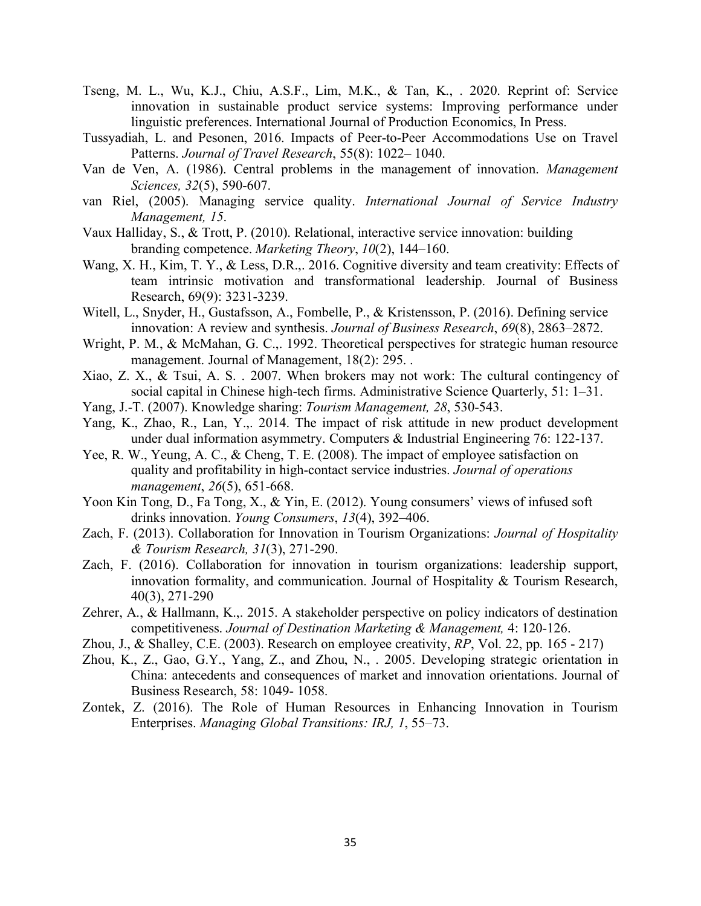Tseng, M. L., Wu, K.J., Chiu, A.S.F., Lim, M.K., & Tan, K., . 2020. Reprint of: Service innovation in sustainable product service systems: Improving performance under linguistic prefences. International Journal of Production Economics, In Press.

Tussyadiah, L. and Pesonen, 2016. Impacts of Peer-to-Peer Accommodations Use on Travel Patterns. *Journal of Travel Research*, 55(8): 1022– 1040.

Van de Ven, A. (1986). Central problems in the management of innovation. *Management Sciences, 32*(5), 590-607.

van Riel, (2005). Managing service quality. *International Journal of Service Industry Management, 15*.

Vaux Halliday, S., & Trott, P. (2010). Relational, interactive service innovation: building branding competence. *Marketing Theory*, *10*(2), 144–160.

Wang, X. H., Kim, T. Y., & Less, D.R.,. 2016. Cognitive diversity and team creativity: Effects of team intrinsic motivation and transformational leadership. Journal of Business Research, 69(9): 3231-3239.

Witell, L., Snyder, H., Gustafsson, A., Fombelle, P., & Kristensson, P. (2016). Defining service innovation: A review and synthesis. *Journal of Business Research*, *69*(8), 2863–2872.

Wright, P. M., & McMahan, G. C.,. 1992. Theoretical perspectives for strategic human resource management. Journal of Management, 18(2): 295. .

Xiao, Z. X., & Tsui, A. S. . 2007. When brokers may not work: The cultural contingency of social capital in Chinese high-tech firms. Administrative Science Quarterly, 51: 1–31.

Yang, J.-T. (2007). Knowledge sharing: *Tourism Management, 28*, 530-543.

Yang, K., Zhao, R., Lan, Y.,. 2014. The impact of risk attitude in new product development under dual information asymmetry. Computers & Industrial Engineering 76: 122-137.

Yee, R. W., Yeung, A. C., & Cheng, T. E. (2008). The impact of employee satisfaction on quality and profitability in high-contact service industries. *Journal of operations management*, *26*(5), 651-668.

Yoon Kin Tong, D., Fa Tong, X., & Yin, E. (2012). Young consumers' views of infused soft drinks innovation. *Young Consumers*, *13*(4), 392–406.

Zach, F. (2013). Collaboration for Innovation in Tourism Organizations: *Journal of Hospitality & Tourism Research, 31*(3), 271-290.

Zach, F. (2016). Collaboration for innovation in tourism organizations: leadership support, innovation formality, and communication. Journal of Hospitality & Tourism Research, 40(3), 271-290

Zehrer, A., & Hallmann, K.,. 2015. A stakeholder perspective on policy indicators of destination competitiveness. *Journal of Destination Marketing & Management,* 4: 120-126.

Zhou, J., & Shalley, C.E. (2003). Research on employee creativity, *RP*, Vol. 22, pp. 165 - 217)

Zhou, K., Z., Gao, G.Y., Yang, Z., and Zhou, N., . 2005. Developing strategic orientation in China: antecedents and consequences of market and innovation orientations. Journal of Business Research, 58: 1049- 1058.

Zontek, Z. (2016). The Role of Human Resources in Enhancing Innovation in Tourism Enterprises. *Managing Global Transitions: IRJ, 1*, 55–73.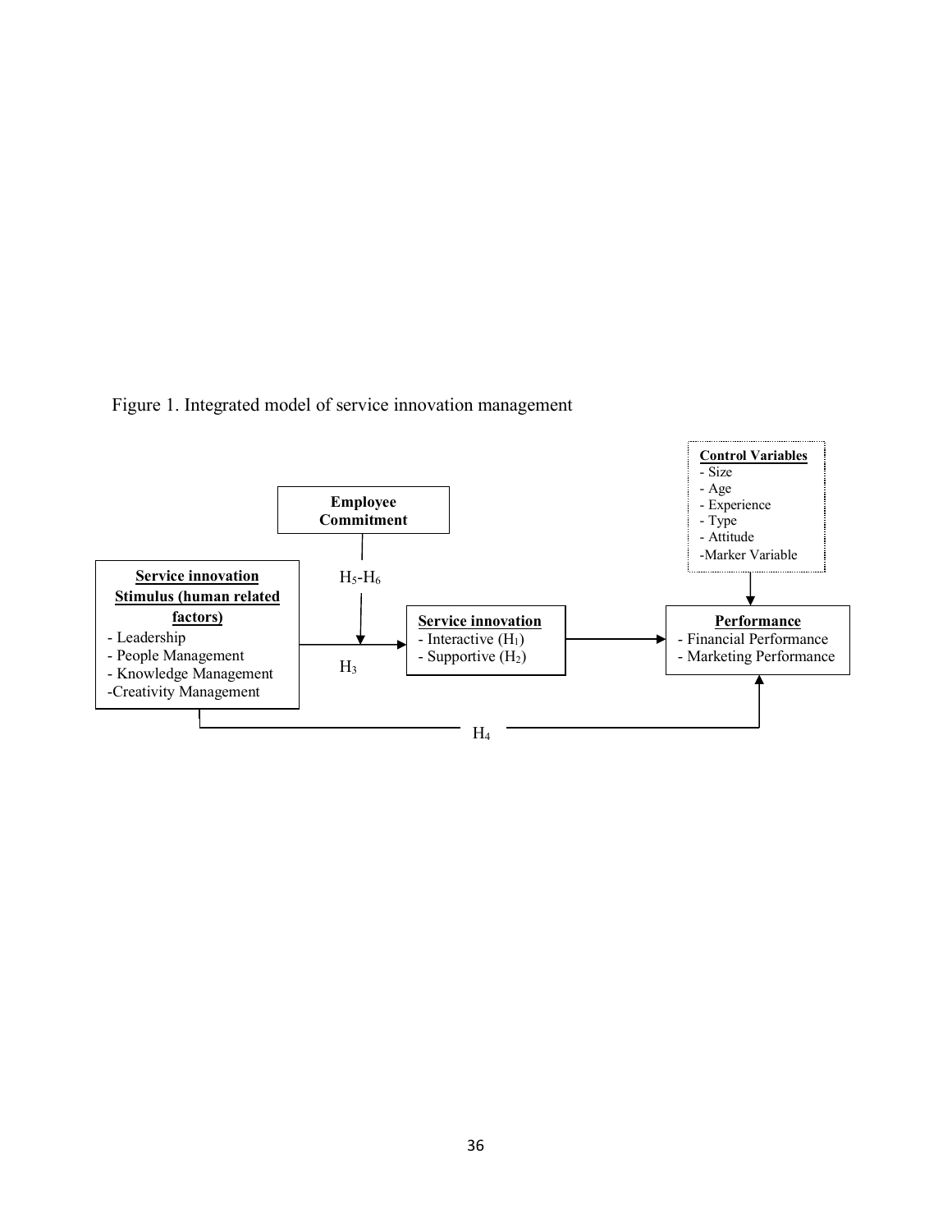Figure 1. Integrated model of service innovation management

**Control Variables**
- Size
- Age
- Experience
- Type
- Attitude
- Marker Variable

**Employee Commitment**

$H_5$-$H_6$

**Service innovation Stimulus (human related factors)**
- Leadership
- People Management
- Knowledge Management
- Creativity Management

$H_3$

**Service innovation**
- Interactive ($H_1$)
- Supportive ($H_2$)

**Performance**
- Financial Performance
- Marketing Performance

$H_4$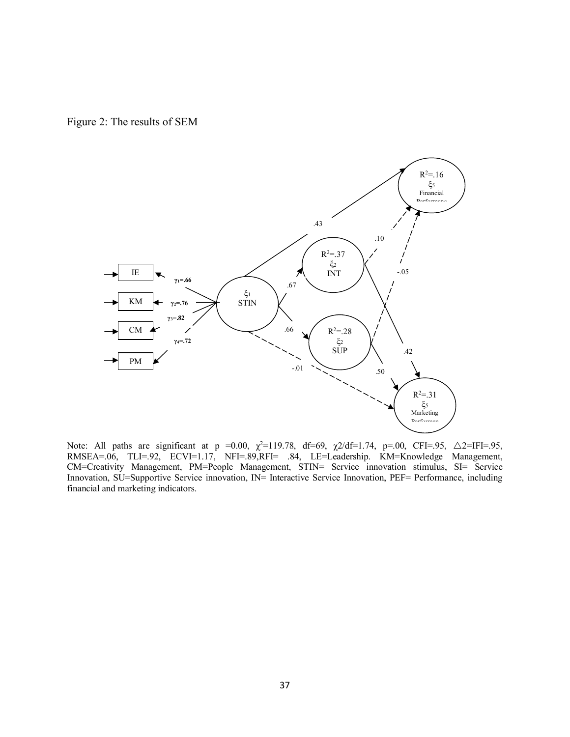Figure 2: The results of SEM

Note: All paths are significant at p =0.00, $\chi^2$=119.78, df=69, $\chi$2/df=1.74, p=.00, CFI=.95, $\triangle$2=IFI=.95, RMSEA=.06, TLI=.92, ECVI=1.17, NFI=.89,RFI= .84, LE=Leadership. KM=Knowledge Management, CM=Creativity Management, PM=People Management, STIN= Service innovation stimulus, SI= Service Innovation, SU=Supportive Service innovation, IN= Interactive Service Innovation, PEF= Performance, including financial and marketing indicators.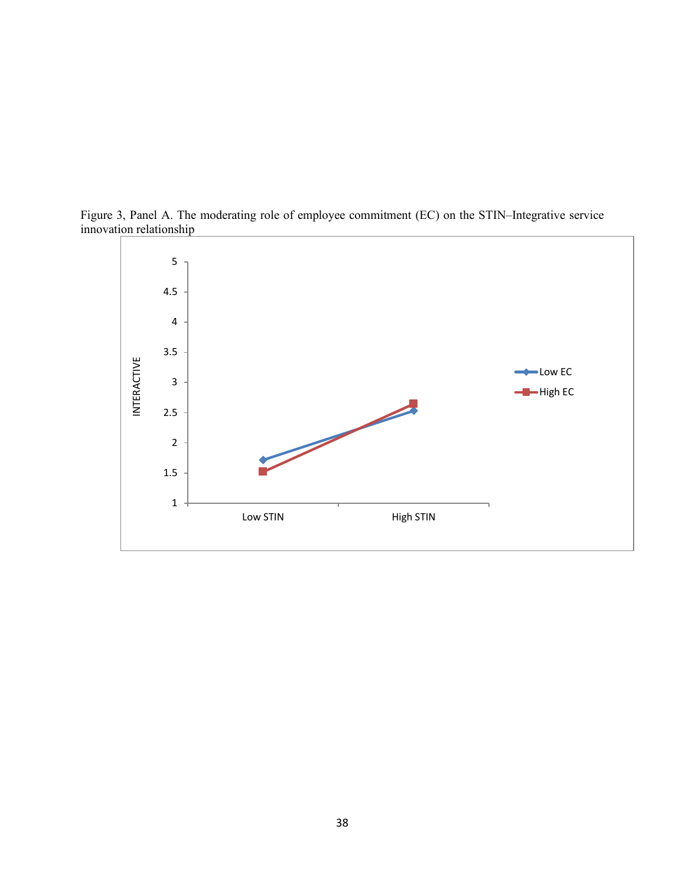Figure 3, Panel A. The moderating role of employee commitment (EC) on the STIN–Integrative service innovation relationship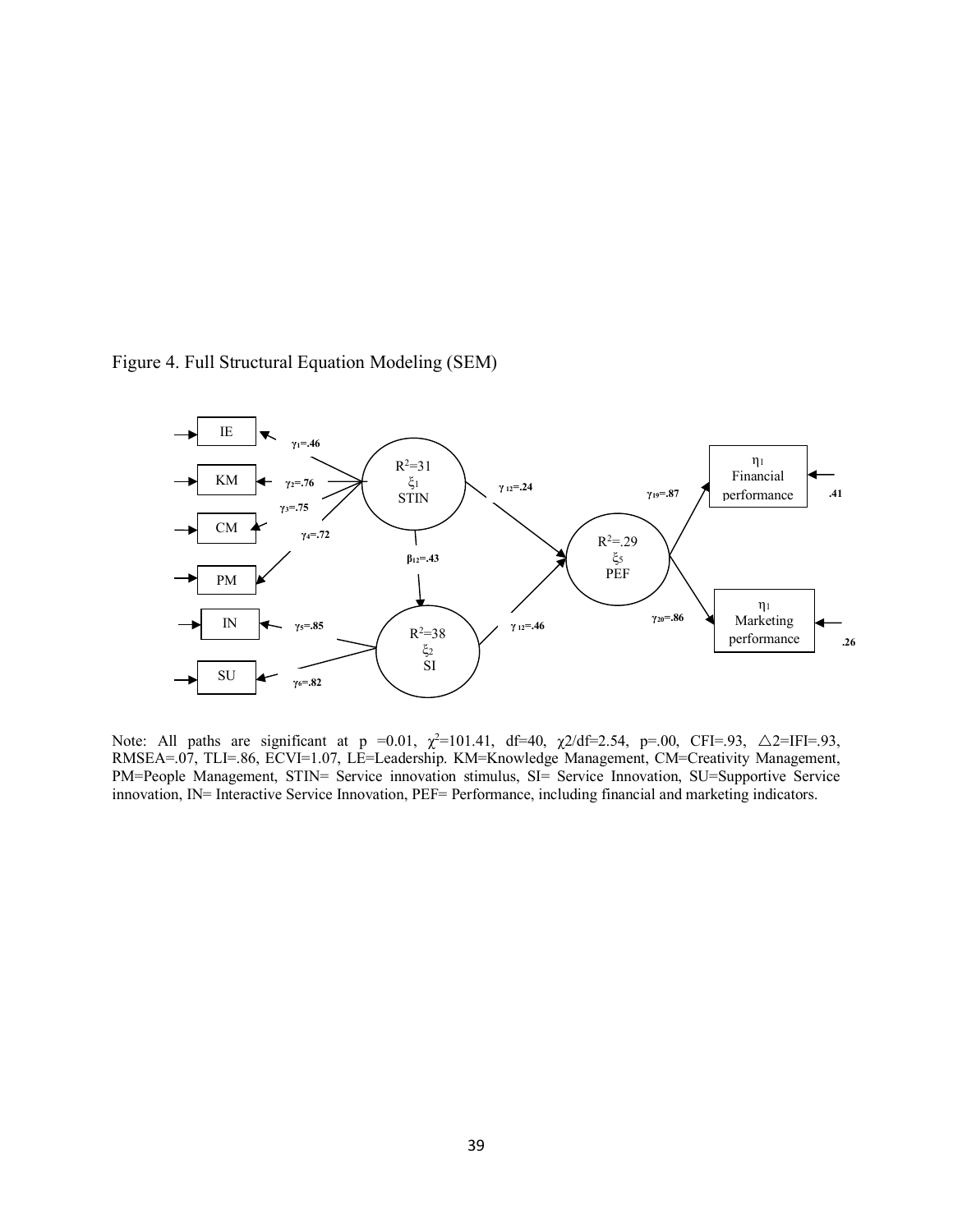Figure 4. Full Structural Equation Modeling (SEM)

Note: All paths are significant at p =0.01, $\chi^2$=101.41, df=40, $\chi 2$/df=2.54, p=.00, CFI=.93, $\triangle 2$=IFI=.93, RMSEA=.07, TLI=.86, ECVI=1.07, LE=Leadership. KM=Knowledge Management, CM=Creativity Management, PM=People Management, STIN= Service innovation stimulus, SI= Service Innovation, SU=Supportive Service innovation, IN= Interactive Service Innovation, PEF= Performance, including financial and marketing indicators.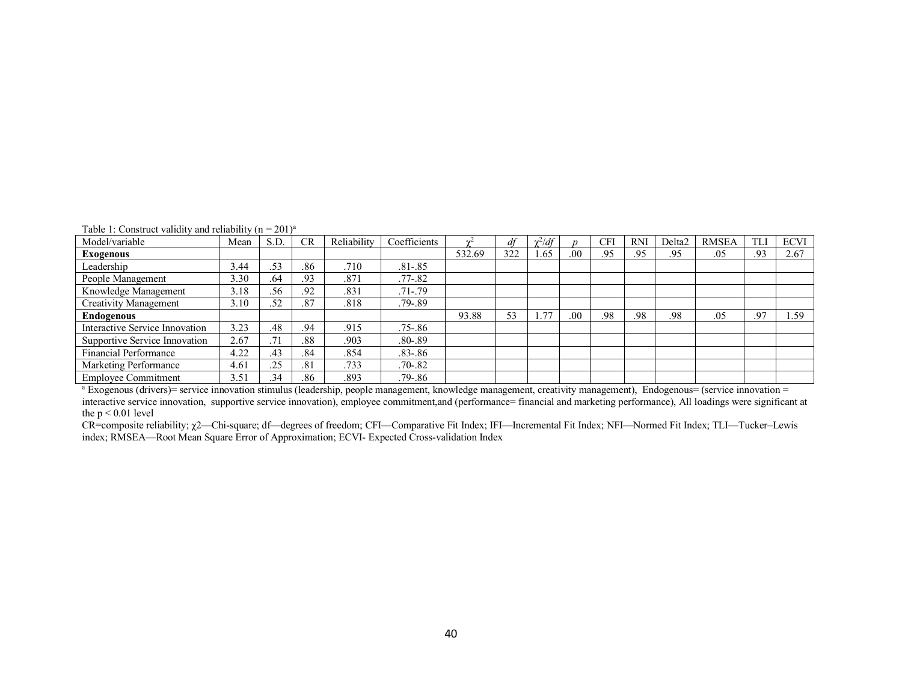Table 1: Construct validity and reliability (n = 201)[a]

| Model/variable | Mean | S.D. | CR | Reliability | Coefficients | $\chi^2$ | *df* | $\chi^2/df$ | *p* | CFI | RNI | Delta2 | RMSEA | TLI | ECVI |
|---|---|---|---|---|---|---|---|---|---|---|---|---|---|---|---|
| **Exogenous** | | | | | | 532.69 | 322 | 1.65 | .00 | .95 | .95 | .95 | .05 | .93 | 2.67 |
| Leadership | 3.44 | .53 | .86 | .710 | .81-.85 | | | | | | | | | | |
| People Management | 3.30 | .64 | .93 | .871 | .77-.82 | | | | | | | | | | |
| Knowledge Management | 3.18 | .56 | .92 | .831 | .71-.79 | | | | | | | | | | |
| Creativity Management | 3.10 | .52 | .87 | .818 | .79-.89 | | | | | | | | | | |
| **Endogenous** | | | | | | 93.88 | 53 | 1.77 | .00 | .98 | .98 | .98 | .05 | .97 | 1.59 |
| Interactive Service Innovation | 3.23 | .48 | .94 | .915 | .75-.86 | | | | | | | | | | |
| Supportive Service Innovation | 2.67 | .71 | .88 | .903 | .80-.89 | | | | | | | | | | |
| Financial Performance | 4.22 | .43 | .84 | .854 | .83-.86 | | | | | | | | | | |
| Marketing Performance | 4.61 | .25 | .81 | .733 | .70-.82 | | | | | | | | | | |
| Employee Commitment | 3.51 | .34 | .86 | .893 | .79-.86 | | | | | | | | | | |

[a] Exogenous (drivers)= service innovation stimulus (leadership, people management, knowledge management, creativity management), Endogenous= (service innovation = interactive service innovation, supportive service innovation), employee commitment,and (performance= financial and marketing performance), All loadings were significant at the $p < 0.01$ level

CR=composite reliability; $\chi^2$—Chi-square; df—degrees of freedom; CFI—Comparative Fit Index; IFI—Incremental Fit Index; NFI—Normed Fit Index; TLI—Tucker–Lewis index; RMSEA—Root Mean Square Error of Approximation; ECVI- Expected Cross-validation Index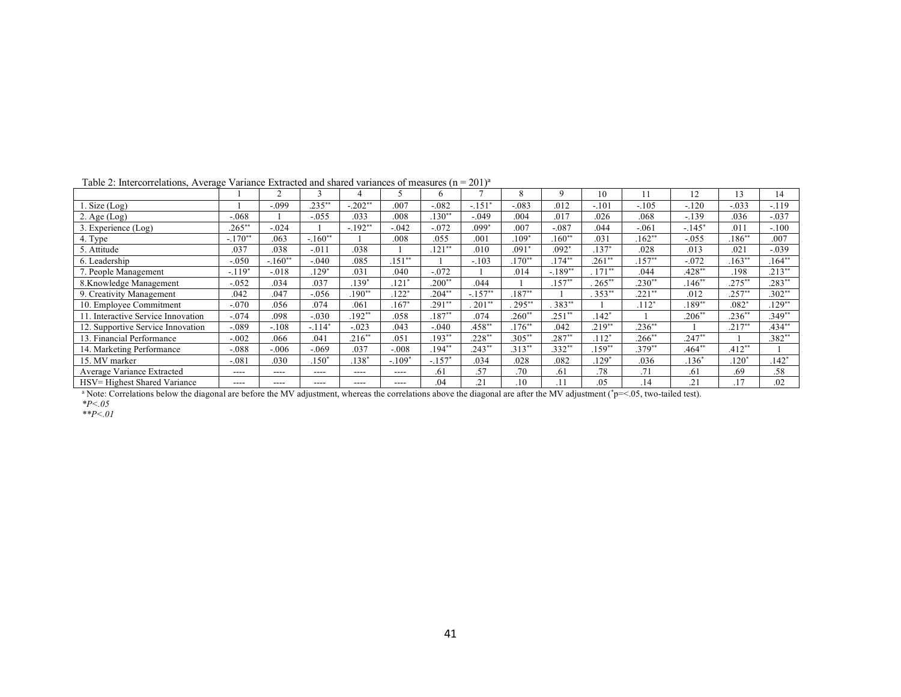Table 2: Intercorrelations, Average Variance Extracted and shared variances of measures (n = 201)[a]

| | 1 | 2 | 3 | 4 | 5 | 6 | 7 | 8 | 9 | 10 | 11 | 12 | 13 | 14 |
|---|---|---|---|---|---|---|---|---|---|---|---|---|---|---|
| 1. Size (Log) | 1 | -.099 | .235** | -.202** | .007 | -.082 | -.151* | -.083 | .012 | -.101 | -.105 | -.120 | -.033 | -.119 |
| 2. Age (Log) | -.068 | 1 | -.055 | .033 | .008 | .130** | -.049 | .004 | .017 | .026 | .068 | -.139 | .036 | -.037 |
| 3. Experience (Log) | .265** | -.024 | 1 | -.192** | -.042 | -.072 | .099* | .007 | -.087 | .044 | -.061 | -.145* | .011 | -.100 |
| 4. Type | -.170** | .063 | -.160** | 1 | .008 | .055 | .001 | .109* | .160** | .031 | .162** | -.055 | .186** | .007 |
| 5. Attitude | .037 | .038 | -.011 | .038 | 1 | .121** | .010 | .091* | .092* | .137* | .028 | .013 | .021 | -.039 |
| 6. Leadership | -.050 | -.160** | -.040 | .085 | .151** | 1 | -.103 | .170** | .174** | .261** | .157** | -.072 | .163** | .164** |
| 7. People Management | -.119* | -.018 | .129* | .031 | .040 | -.072 | 1 | .014 | -.189** | . 171** | .044 | .428** | .198 | .213** |
| 8.Knowledge Management | -.052 | .034 | .037 | .139* | .121* | .200** | .044 | 1 | .157** | . 265** | .230** | .146** | .275** | .283** |
| 9. Creativity Management | .042 | .047 | -.056 | .190** | .122* | .204** | -.157** | .187** | 1 | . 353** | .221** | .012 | .257** | .302** |
| 10. Employee Commitment | -.070 | .056 | .074 | .061 | .167* | .291** | . 201** | . 295** | . 383** | 1 | .112* | .189** | .082* | .129** |
| 11. Interactive Service Innovation | -.074 | .098 | -.030 | .192** | .058 | .187** | .074 | .260** | .251** | .142* | 1 | .206** | .236** | .349** |
| 12. Supportive Service Innovation | -.089 | -.108 | -.114* | -.023 | .043 | -.040 | .458** | .176** | .042 | .219** | .236** | 1 | .217** | .434** |
| 13. Financial Performance | -.002 | .066 | .041 | .216** | .051 | .193** | .228** | .305** | .287** | .112* | .266** | .247** | 1 | .382** |
| 14. Marketing Performance | -.088 | -.006 | -.069 | .037 | -.008 | .194** | .243** | .313** | .332** | .159** | .379** | .464** | .412** | 1 |
| 15. MV marker | -.081 | .030 | .150* | .138* | -.109* | -.157* | .034 | .028 | .082 | .129* | .036 | .136* | .120* | .142* |
| Average Variance Extracted | ---- | ---- | ---- | ---- | ---- | .61 | .57 | .70 | .61 | .78 | .71 | .61 | .69 | .58 |
| HSV= Highest Shared Variance | ---- | ---- | ---- | ---- | ---- | .04 | .21 | .10 | .11 | .05 | .14 | .21 | .17 | .02 |

[a] Note: Correlations below the diagonal are before the MV adjustment, whereas the correlations above the diagonal are after the MV adjustment (*p=<.05, two-tailed test).

**P<.05*

***P<.01*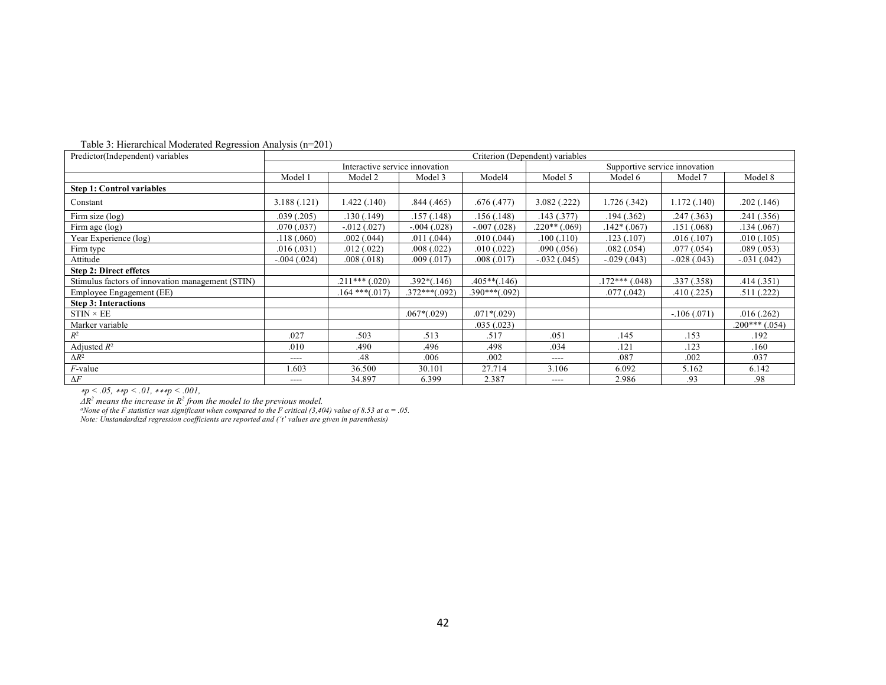Table 3: Hierarchical Moderated Regression Analysis (n=201)

| Predictor(Independent) variables | Criterion (Dependent) variables | | | | | | | |
|---|---|---|---|---|---|---|---|---|
| | Interactive service innovation | | | | Supportive service innovation | | | |
| | Model 1 | Model 2 | Model 3 | Model4 | Model 5 | Model 6 | Model 7 | Model 8 |
| **Step 1: Control variables** | | | | | | | | |
| Constant | 3.188 (.121) | 1.422 (.140) | .844 (.465) | .676 (.477) | 3.082 (.222) | 1.726 (.342) | 1.172 (.140) | .202 (.146) |
| Firm size (log) | .039 (.205) | .130 (.149) | .157 (.148) | .156 (.148) | .143 (.377) | .194 (.362) | .247 (.363) | .241 (.356) |
| Firm age (log) | .070 (.037) | -.012 (.027) | -.004 (.028) | -.007 (.028) | .220** (.069) | .142* (.067) | .151 (.068) | .134 (.067) |
| Year Experience (log) | .118 (.060) | .002 (.044) | .011 (.044) | .010 (.044) | .100 (.110) | .123 (.107) | .016 (.107) | .010 (.105) |
| Firm type | .016 (.031) | .012 (.022) | .008 (.022) | .010 (.022) | .090 (.056) | .082 (.054) | .077 (.054) | .089 (.053) |
| Attitude | -.004 (.024) | .008 (.018) | .009 (.017) | .008 (.017) | -.032 (.045) | -.029 (.043) | -.028 (.043) | -.031 (.042) |
| **Step 2: Direct effetcs** | | | | | | | | |
| Stimulus factors of innovation management (STIN) | | .211*** (.020) | .392*(.146) | .405**(.146) | | .172*** (.048) | .337 (.358) | .414 (.351) |
| Employee Engagement (EE) | | .164 ***(.017) | .372***(.092) | .390***(.092) | | .077 (.042) | .410 (.225) | .511 (.222) |
| **Step 3: Interactions** | | | | | | | | |
| STIN × EE | | | .067*(.029) | .071*(.029) | | | -.106 (.071) | .016 (.262) |
| Marker variable | | | | .035 (.023) | | | | .200*** (.054) |
| $R^2$ | .027 | .503 | .513 | .517 | .051 | .145 | .153 | .192 |
| Adjusted $R^2$ | .010 | .490 | .496 | .498 | .034 | .121 | .123 | .160 |
| $\Delta R^2$ | ---- | .48 | .006 | .002 | ---- | .087 | .002 | .037 |
| $F$-value | 1.603 | 36.500 | 30.101 | 27.714 | 3.106 | 6.092 | 5.162 | 6.142 |
| $\Delta F$ | ---- | 34.897 | 6.399 | 2.387 | ---- | 2.986 | .93 | .98 |

*$*p < .05$, $**p < .01$, $***p < .001$,*

*$\Delta R^2$ means the increase in $R^2$ from the model to the previous model.*

*[a]None of the F statistics was significant when compared to the F critical (3,404) value of 8.53 at $\alpha = .05$.*

*Note: Unstandardizd regression coefficients are reported and ('t' values are given in parenthesis)*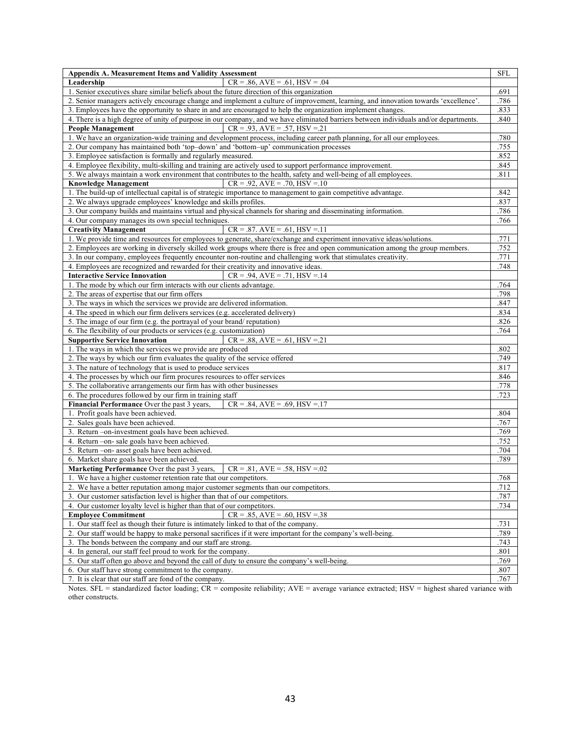| Appendix A. Measurement Items and Validity Assessment | | SFL |
|---|---|---|
| **Leadership** | CR = .86, AVE = .61, HSV = .04 | |
| 1. Senior executives share similar beliefs about the future direction of this organization | | .691 |
| 2. Senior managers actively encourage change and implement a culture of improvement, learning, and innovation towards 'excellence'. | | .786 |
| 3. Employees have the opportunity to share in and are encouraged to help the organization implement changes. | | .833 |
| 4. There is a high degree of unity of purpose in our company, and we have eliminated barriers between individuals and/or departments. | | .840 |
| **People Management** | CR = .93, AVE = .57, HSV =.21 | |
| 1. We have an organization-wide training and development process, including career path planning, for all our employees. | | .780 |
| 2. Our company has maintained both 'top–down' and 'bottom–up' communication processes | | .755 |
| 3. Employee satisfaction is formally and regularly measured. | | .852 |
| 4. Employee flexibility, multi-skilling and training are actively used to support performance improvement. | | .845 |
| 5. We always maintain a work environment that contributes to the health, safety and well-being of all employees. | | .811 |
| **Knowledge Management** | CR = .92, AVE = .70, HSV =.10 | |
| 1. The build-up of intellectual capital is of strategic importance to management to gain competitive advantage. | | .842 |
| 2. We always upgrade employees' knowledge and skills profiles. | | .837 |
| 3. Our company builds and maintains virtual and physical channels for sharing and disseminating information. | | .786 |
| 4. Our company manages its own special techniques. | | .766 |
| **Creativity Management** | CR = .87. AVE = .61, HSV =.11 | |
| 1. We provide time and resources for employees to generate, share/exchange and experiment innovative ideas/solutions. | | .771 |
| 2. Employees are working in diversely skilled work groups where there is free and open communication among the group members. | | .752 |
| 3. In our company, employees frequently encounter non-routine and challenging work that stimulates creativity. | | .771 |
| 4. Employees are recognized and rewarded for their creativity and innovative ideas. | | .748 |
| **Interactive Service Innovation** | CR = .94, AVE = .71, HSV =.14 | |
| 1. The mode by which our firm interacts with our clients advantage. | | .764 |
| 2. The areas of expertise that our firm offers | | .798 |
| 3. The ways in which the services we provide are delivered information. | | .847 |
| 4. The speed in which our firm delivers services (e.g. accelerated delivery) | | .834 |
| 5. The image of our firm (e.g. the portrayal of your brand/ reputation) | | .826 |
| 6. The flexibility of our products or services (e.g. customization) | | .764 |
| **Supportive Service Innovation** | CR = .88, AVE = .61, HSV =.21 | |
| 1. The ways in which the services we provide are produced | | .802 |
| 2. The ways by which our firm evaluates the quality of the service offered | | .749 |
| 3. The nature of technology that is used to produce services | | .817 |
| 4. The processes by which our firm procures resources to offer services | | .846 |
| 5. The collaborative arrangements our firm has with other businesses | | .778 |
| 6. The procedures followed by our firm in training staff | | .723 |
| **Financial Performance** Over the past 3 years, | CR = .84, AVE = .69, HSV =.17 | |
| 1. Profit goals have been achieved. | | .804 |
| 2. Sales goals have been achieved. | | .767 |
| 3. Return –on-investment goals have been achieved. | | .769 |
| 4. Return –on- sale goals have been achieved. | | .752 |
| 5. Return –on- asset goals have been achieved. | | .704 |
| 6. Market share goals have been achieved. | | .789 |
| **Marketing Performance** Over the past 3 years, | CR = .81, AVE = .58, HSV =.02 | |
| 1. We have a higher customer retention rate that our competitors. | | .768 |
| 2. We have a better reputation among major customer segments than our competitors. | | .712 |
| 3. Our customer satisfaction level is higher than that of our competitors. | | .787 |
| 4. Our customer loyalty level is higher than that of our competitors. | | .734 |
| **Employee Commitment** | CR = .85, AVE = .60, HSV =.38 | |
| 1. Our staff feel as though their future is intimately linked to that of the company. | | .731 |
| 2. Our staff would be happy to make personal sacrifices if it were important for the company's well-being. | | .789 |
| 3. The bonds between the company and our staff are strong. | | .743 |
| 4. In general, our staff feel proud to work for the company. | | .801 |
| 5. Our staff often go above and beyond the call of duty to ensure the company's well-being. | | .769 |
| 6. Our staff have strong commitment to the company. | | .807 |
| 7. It is clear that our staff are fond of the company. | | .767 |

Notes. SFL = standardized factor loading; CR = composite reliability; AVE = average variance extracted; HSV = highest shared variance with other constructs.